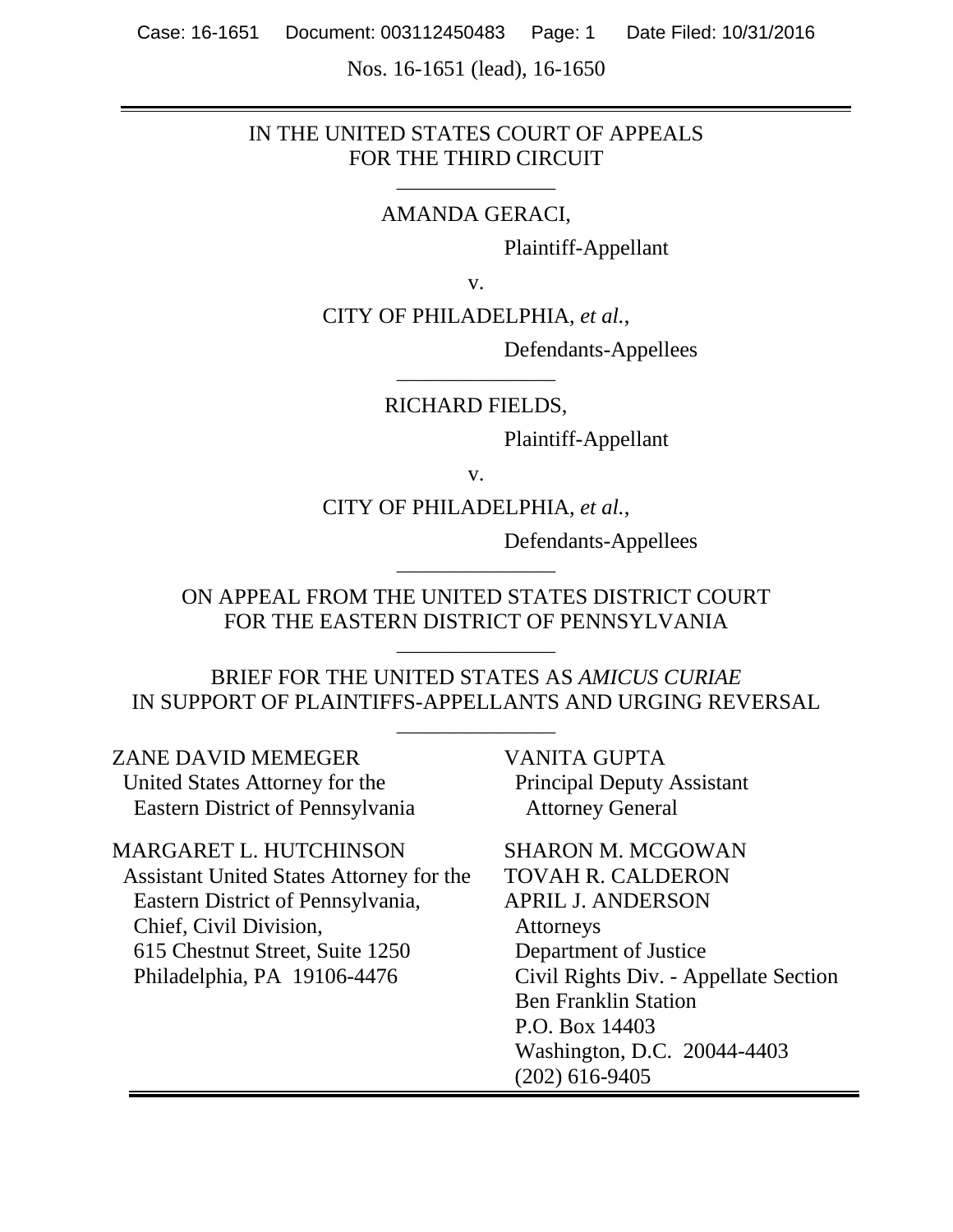Nos. 16-1651 (lead), 16-1650

IN THE UNITED STATES COURT OF APPEALS
FOR THE THIRD CIRCUIT

---

AMANDA GERACI,

Plaintiff-Appellant

v.

CITY OF PHILADELPHIA, *et al.*,

Defendants-Appellees

---

RICHARD FIELDS,

Plaintiff-Appellant

v.

CITY OF PHILADELPHIA, *et al.*,

Defendants-Appellees

---

ON APPEAL FROM THE UNITED STATES DISTRICT COURT
FOR THE EASTERN DISTRICT OF PENNSYLVANIA

---

BRIEF FOR THE UNITED STATES AS *AMICUS CURIAE*
IN SUPPORT OF PLAINTIFFS-APPELLANTS AND URGING REVERSAL

---

ZANE DAVID MEMEGER
United States Attorney for the
Eastern District of Pennsylvania

MARGARET L. HUTCHINSON
Assistant United States Attorney for the
Eastern District of Pennsylvania,
Chief, Civil Division,
615 Chestnut Street, Suite 1250
Philadelphia, PA 19106-4476

VANITA GUPTA
Principal Deputy Assistant
Attorney General

SHARON M. MCGOWAN
TOVAH R. CALDERON
APRIL J. ANDERSON
Attorneys
Department of Justice
Civil Rights Div. - Appellate Section
Ben Franklin Station
P.O. Box 14403
Washington, D.C. 20044-4403
(202) 616-9405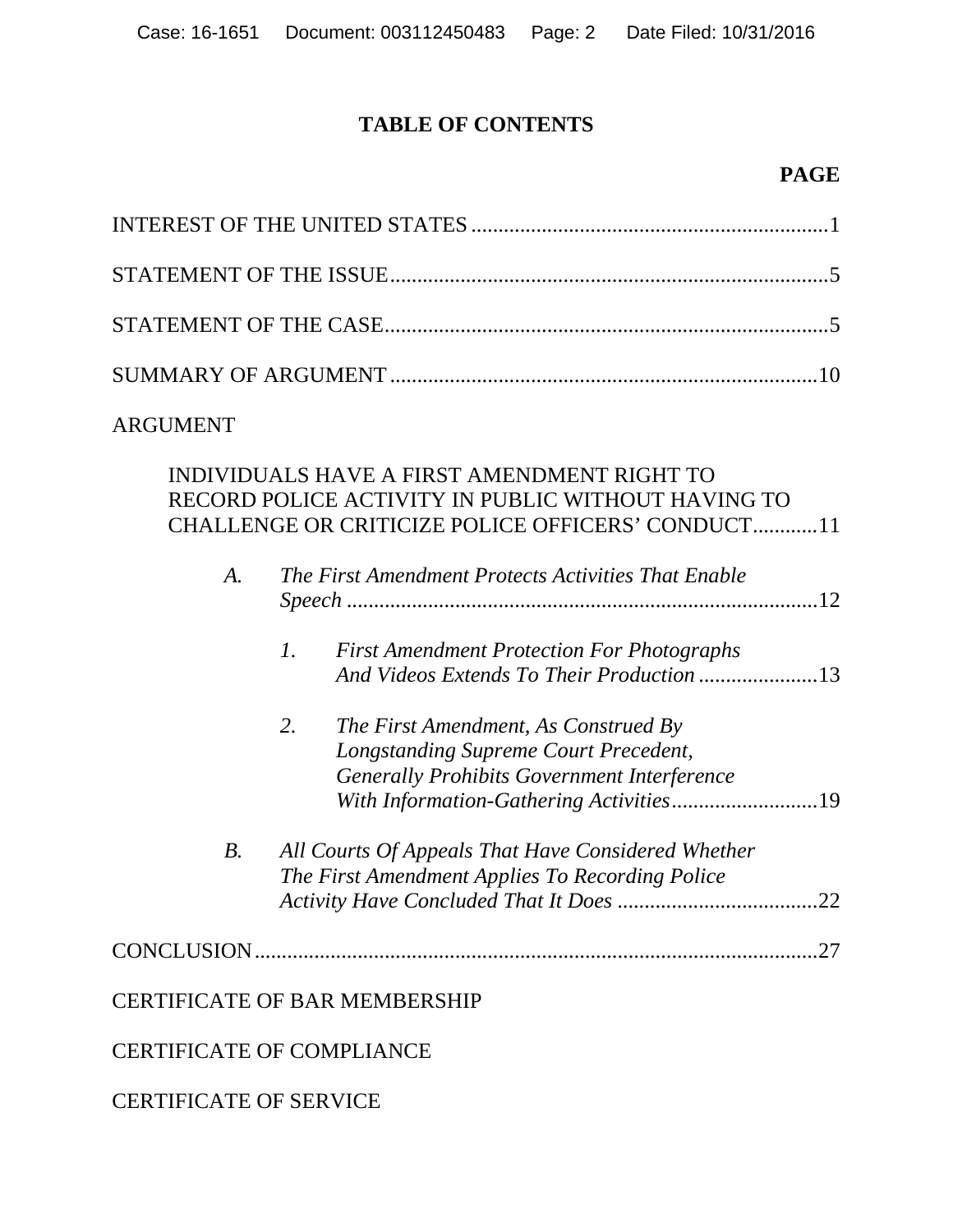# TABLE OF CONTENTS

**PAGE**

INTEREST OF THE UNITED STATES .................................................................1

STATEMENT OF THE ISSUE................................................................................5

STATEMENT OF THE CASE.................................................................................5

SUMMARY OF ARGUMENT ..............................................................................10

ARGUMENT

INDIVIDUALS HAVE A FIRST AMENDMENT RIGHT TO RECORD POLICE ACTIVITY IN PUBLIC WITHOUT HAVING TO CHALLENGE OR CRITICIZE POLICE OFFICERS' CONDUCT...........11

*A. The First Amendment Protects Activities That Enable Speech* .....................................................................................12

*1. First Amendment Protection For Photographs And Videos Extends To Their Production* .....................13

*2. The First Amendment, As Construed By Longstanding Supreme Court Precedent, Generally Prohibits Government Interference With Information-Gathering Activities*...........................19

*B. All Courts Of Appeals That Have Considered Whether The First Amendment Applies To Recording Police Activity Have Concluded That It Does* .....................................22

CONCLUSION.......................................................................................................27

CERTIFICATE OF BAR MEMBERSHIP

CERTIFICATE OF COMPLIANCE

CERTIFICATE OF SERVICE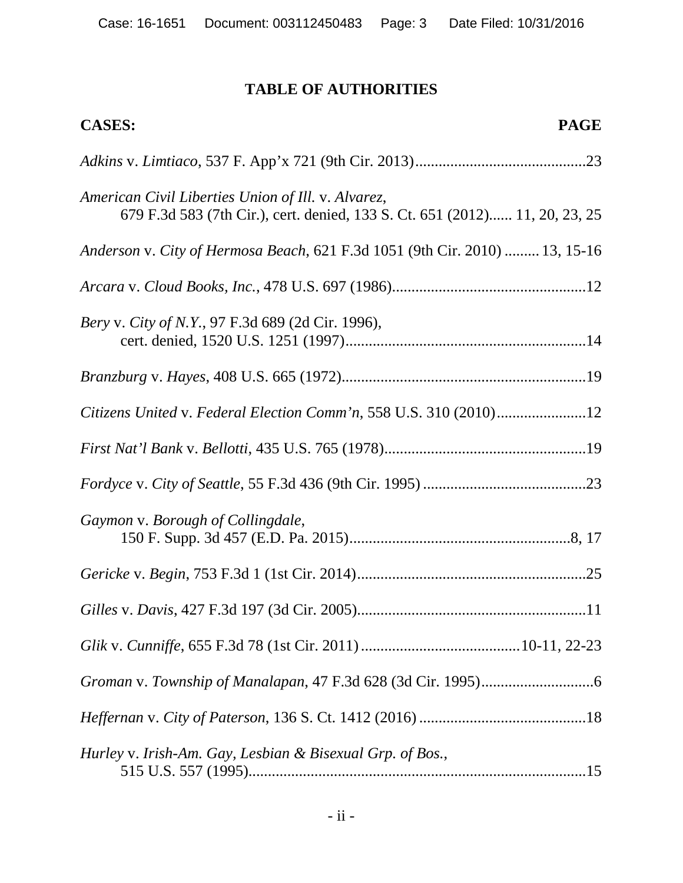# TABLE OF AUTHORITIES

**CASES:** **PAGE**

*Adkins* v. *Limtiaco*, 537 F. App'x 721 (9th Cir. 2013)............................................23

*American Civil Liberties Union of Ill.* v. *Alvarez*,
679 F.3d 583 (7th Cir.), cert. denied, 133 S. Ct. 651 (2012)...... 11, 20, 23, 25

*Anderson* v. *City of Hermosa Beach*, 621 F.3d 1051 (9th Cir. 2010) ......... 13, 15-16

*Arcara* v. *Cloud Books, Inc.*, 478 U.S. 697 (1986)..................................................12

*Bery* v. *City of N.Y.*, 97 F.3d 689 (2d Cir. 1996),
cert. denied, 1520 U.S. 1251 (1997)..............................................................14

*Branzburg* v. *Hayes*, 408 U.S. 665 (1972)...............................................................19

*Citizens United* v. *Federal Election Comm'n*, 558 U.S. 310 (2010).......................12

*First Nat'l Bank* v. *Bellotti*, 435 U.S. 765 (1978)....................................................19

*Fordyce* v. *City of Seattle*, 55 F.3d 436 (9th Cir. 1995) ..........................................23

*Gaymon* v. *Borough of Collingdale*,
150 F. Supp. 3d 457 (E.D. Pa. 2015)..........................................................8, 17

*Gericke* v. *Begin*, 753 F.3d 1 (1st Cir. 2014)...........................................................25

*Gilles* v. *Davis*, 427 F.3d 197 (3d Cir. 2005)...........................................................11

*Glik* v. *Cunniffe*, 655 F.3d 78 (1st Cir. 2011) .........................................10-11, 22-23

*Groman* v. *Township of Manalapan*, 47 F.3d 628 (3d Cir. 1995).............................6

*Heffernan* v. *City of Paterson*, 136 S. Ct. 1412 (2016) ...........................................18

*Hurley* v. *Irish-Am. Gay, Lesbian & Bisexual Grp. of Bos.*,
515 U.S. 557 (1995)........................................................................................15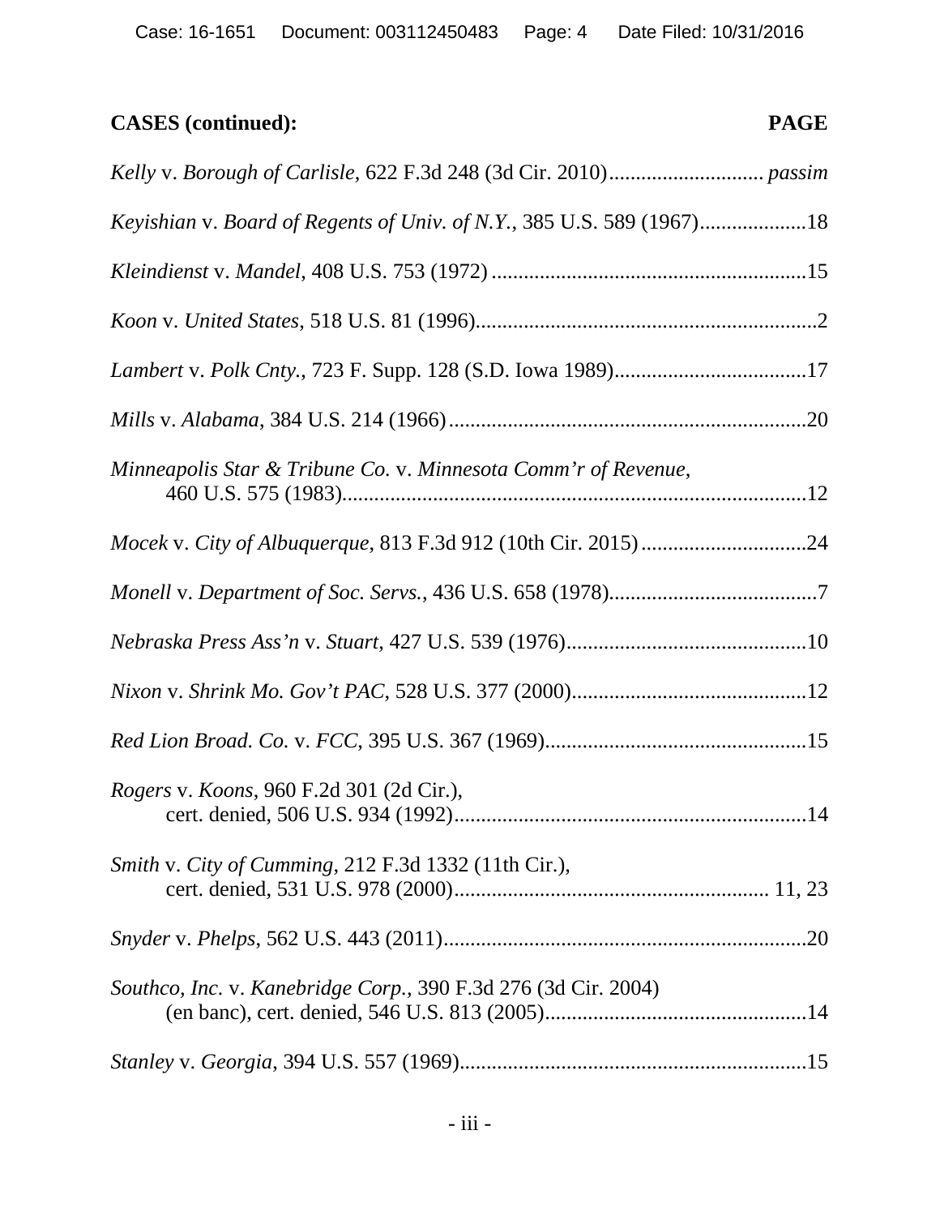**CASES (continued):** **PAGE**

*Kelly* v. *Borough of Carlisle*, 622 F.3d 248 (3d Cir. 2010) ............................ *passim*

*Keyishian* v. *Board of Regents of Univ. of N.Y.*, 385 U.S. 589 (1967) .................... 18

*Kleindienst* v. *Mandel*, 408 U.S. 753 (1972) ........................................................... 15

*Koon* v. *United States*, 518 U.S. 81 (1996) ................................................................ 2

*Lambert* v. *Polk Cnty.*, 723 F. Supp. 128 (S.D. Iowa 1989) .................................... 17

*Mills* v. *Alabama*, 384 U.S. 214 (1966) ................................................................... 20

*Minneapolis Star & Tribune Co.* v. *Minnesota Comm'r of Revenue*, 460 U.S. 575 (1983) ....................................................................................... 12

*Mocek* v. *City of Albuquerque*, 813 F.3d 912 (10th Cir. 2015) ............................... 24

*Monell* v. *Department of Soc. Servs.*, 436 U.S. 658 (1978) ....................................... 7

*Nebraska Press Ass'n* v. *Stuart*, 427 U.S. 539 (1976) ............................................. 10

*Nixon* v. *Shrink Mo. Gov't PAC*, 528 U.S. 377 (2000) ............................................ 12

*Red Lion Broad. Co.* v. *FCC*, 395 U.S. 367 (1969) ................................................. 15

*Rogers* v. *Koons*, 960 F.2d 301 (2d Cir.), cert. denied, 506 U.S. 934 (1992) .................................................................. 14

*Smith* v. *City of Cumming*, 212 F.3d 1332 (11th Cir.), cert. denied, 531 U.S. 978 (2000) .......................................................... 11, 23

*Snyder* v. *Phelps*, 562 U.S. 443 (2011) .................................................................... 20

*Southco, Inc.* v. *Kanebridge Corp.*, 390 F.3d 276 (3d Cir. 2004) (en banc), cert. denied, 546 U.S. 813 (2005) ................................................. 14

*Stanley* v. *Georgia*, 394 U.S. 557 (1969) ................................................................. 15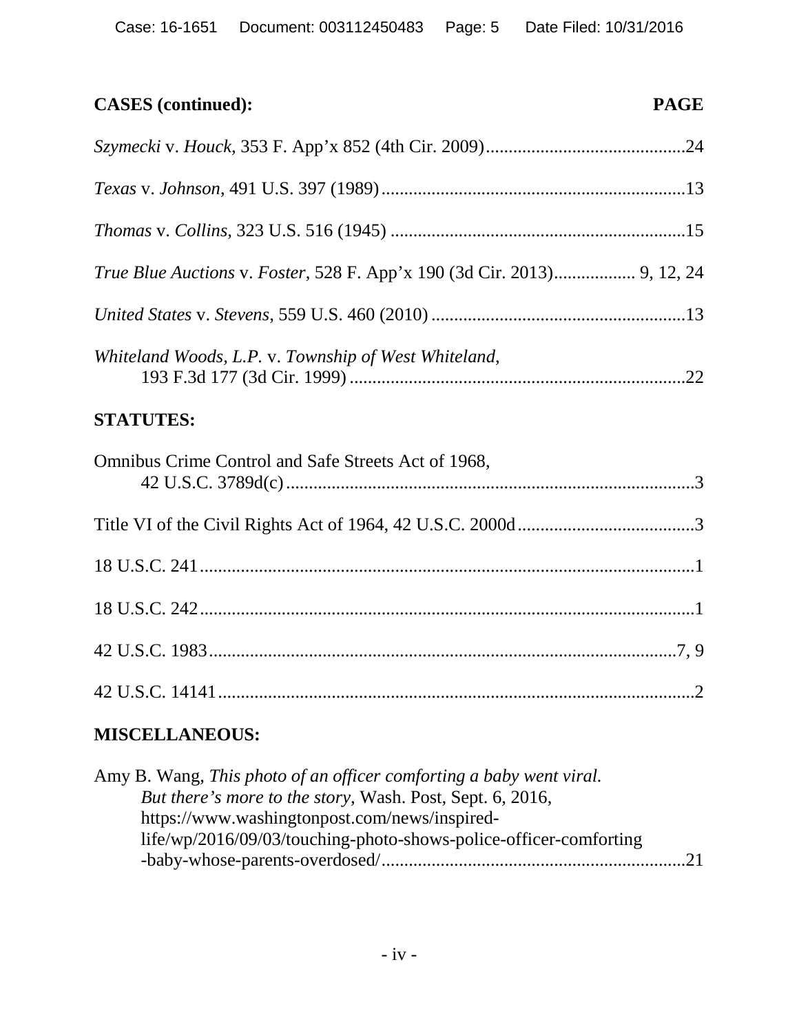**CASES (continued):** **PAGE**

*Szymecki* v. *Houck*, 353 F. App'x 852 (4th Cir. 2009) ............................................24

*Texas* v. *Johnson*, 491 U.S. 397 (1989) ...................................................................13

*Thomas* v. *Collins*, 323 U.S. 516 (1945) .................................................................15

*True Blue Auctions* v. *Foster*, 528 F. App'x 190 (3d Cir. 2013) ................. 9, 12, 24

*United States* v. *Stevens*, 559 U.S. 460 (2010) ........................................................13

*Whiteland Woods, L.P.* v. *Township of West Whiteland*,
193 F.3d 177 (3d Cir. 1999) ..........................................................................22

**STATUTES:**

Omnibus Crime Control and Safe Streets Act of 1968,
42 U.S.C. 3789d(c) ..........................................................................................3

Title VI of the Civil Rights Act of 1964, 42 U.S.C. 2000d .......................................3

18 U.S.C. 241 ............................................................................................................1

18 U.S.C. 242 ............................................................................................................1

42 U.S.C. 1983 ......................................................................................................7, 9

42 U.S.C. 14141 ........................................................................................................2

**MISCELLANEOUS:**

Amy B. Wang, *This photo of an officer comforting a baby went viral. But there's more to the story,* Wash. Post, Sept. 6, 2016, https://www.washingtonpost.com/news/inspired-life/wp/2016/09/03/touching-photo-shows-police-officer-comforting-baby-whose-parents-overdosed/ ...................................................................21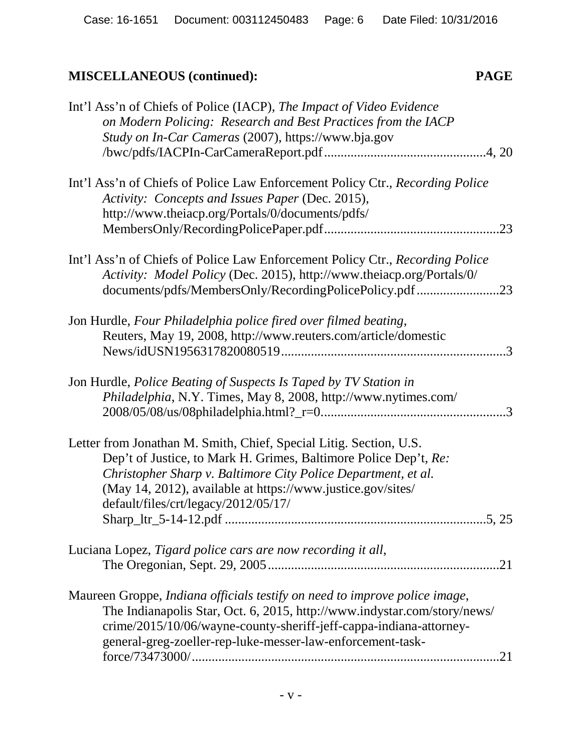**MISCELLANEOUS (continued): PAGE**

Int'l Ass'n of Chiefs of Police (IACP), *The Impact of Video Evidence on Modern Policing: Research and Best Practices from the IACP Study on In-Car Cameras* (2007), https://www.bja.gov /bwc/pdfs/IACPIn-CarCameraReport.pdf ................................................4, 20

Int'l Ass'n of Chiefs of Police Law Enforcement Policy Ctr., *Recording Police Activity: Concepts and Issues Paper* (Dec. 2015), http://www.theiacp.org/Portals/0/documents/pdfs/ MembersOnly/RecordingPolicePaper.pdf....................................................23

Int'l Ass'n of Chiefs of Police Law Enforcement Policy Ctr., *Recording Police Activity: Model Policy* (Dec. 2015), http://www.theiacp.org/Portals/0/ documents/pdfs/MembersOnly/RecordingPolicePolicy.pdf.........................23

Jon Hurdle, *Four Philadelphia police fired over filmed beating*, Reuters, May 19, 2008, http://www.reuters.com/article/domestic News/idUSN1956317820080519...................................................................3

Jon Hurdle, *Police Beating of Suspects Is Taped by TV Station in Philadelphia*, N.Y. Times, May 8, 2008, http://www.nytimes.com/ 2008/05/08/us/08philadelphia.html?_r=0.......................................................3

Letter from Jonathan M. Smith, Chief, Special Litig. Section, U.S. Dep't of Justice, to Mark H. Grimes, Baltimore Police Dep't, *Re: Christopher Sharp v. Baltimore City Police Department, et al.* (May 14, 2012), available at https://www.justice.gov/sites/ default/files/crt/legacy/2012/05/17/ Sharp_ltr_5-14-12.pdf ..............................................................................5, 25

Luciana Lopez, *Tigard police cars are now recording it all*, The Oregonian, Sept. 29, 2005.....................................................................21

Maureen Groppe, *Indiana officials testify on need to improve police image*, The Indianapolis Star, Oct. 6, 2015, http://www.indystar.com/story/news/ crime/2015/10/06/wayne-county-sheriff-jeff-cappa-indiana-attorney-general-greg-zoeller-rep-luke-messer-law-enforcement-task-force/73473000/.............................................................................................21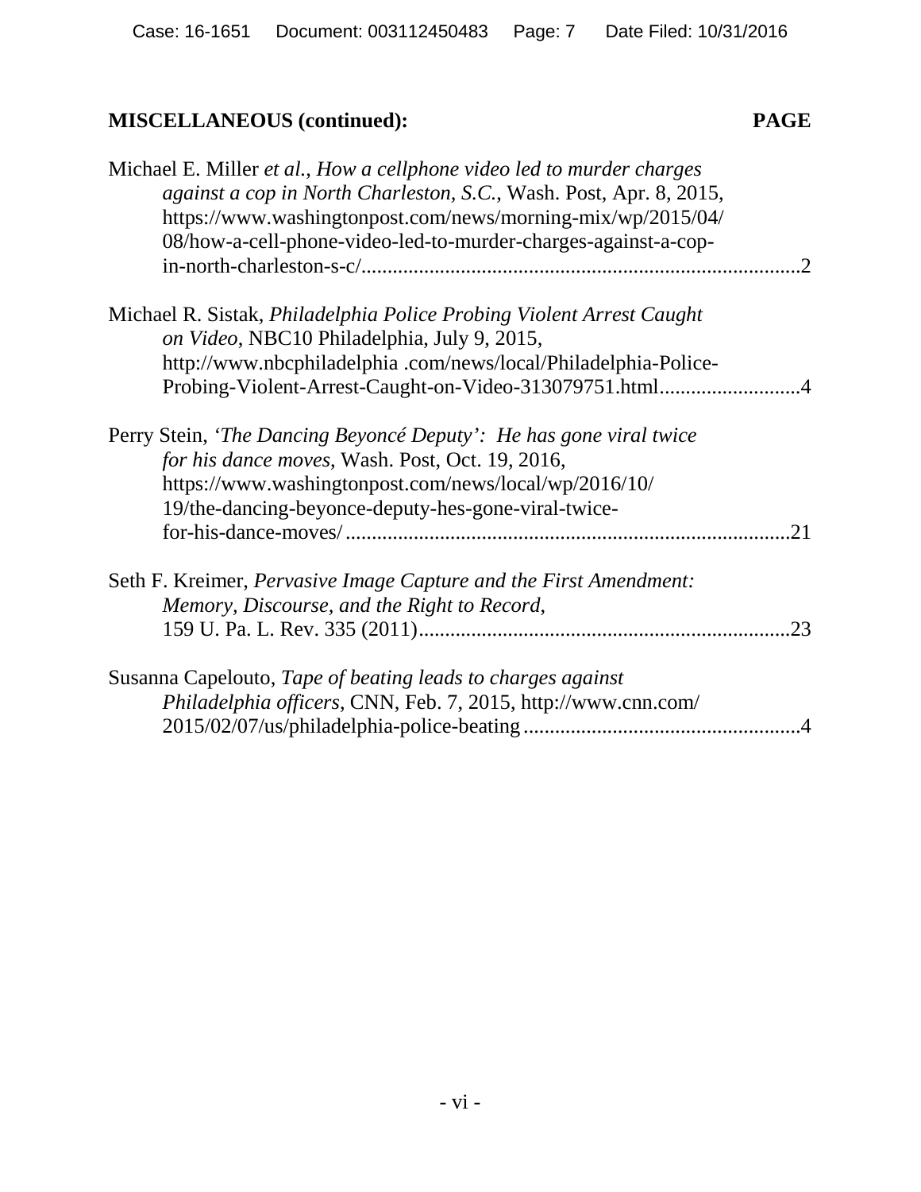**MISCELLANEOUS (continued):** **PAGE**

Michael E. Miller *et al.*, *How a cellphone video led to murder charges against a cop in North Charleston, S.C.*, Wash. Post, Apr. 8, 2015, https://www.washingtonpost.com/news/morning-mix/wp/2015/04/08/how-a-cell-phone-video-led-to-murder-charges-against-a-cop-in-north-charleston-s-c/....................................................................................2

Michael R. Sistak, *Philadelphia Police Probing Violent Arrest Caught on Video*, NBC10 Philadelphia, July 9, 2015, http://www.nbcphiladelphia .com/news/local/Philadelphia-Police-Probing-Violent-Arrest-Caught-on-Video-313079751.html...........................4

Perry Stein, *'The Dancing Beyoncé Deputy': He has gone viral twice for his dance moves*, Wash. Post, Oct. 19, 2016, https://www.washingtonpost.com/news/local/wp/2016/10/19/the-dancing-beyonce-deputy-hes-gone-viral-twice-for-his-dance-moves/ ....................................................................................21

Seth F. Kreimer, *Pervasive Image Capture and the First Amendment: Memory, Discourse, and the Right to Record*, 159 U. Pa. L. Rev. 335 (2011).......................................................................23

Susanna Capelouto, *Tape of beating leads to charges against Philadelphia officers*, CNN, Feb. 7, 2015, http://www.cnn.com/2015/02/07/us/philadelphia-police-beating .....................................................4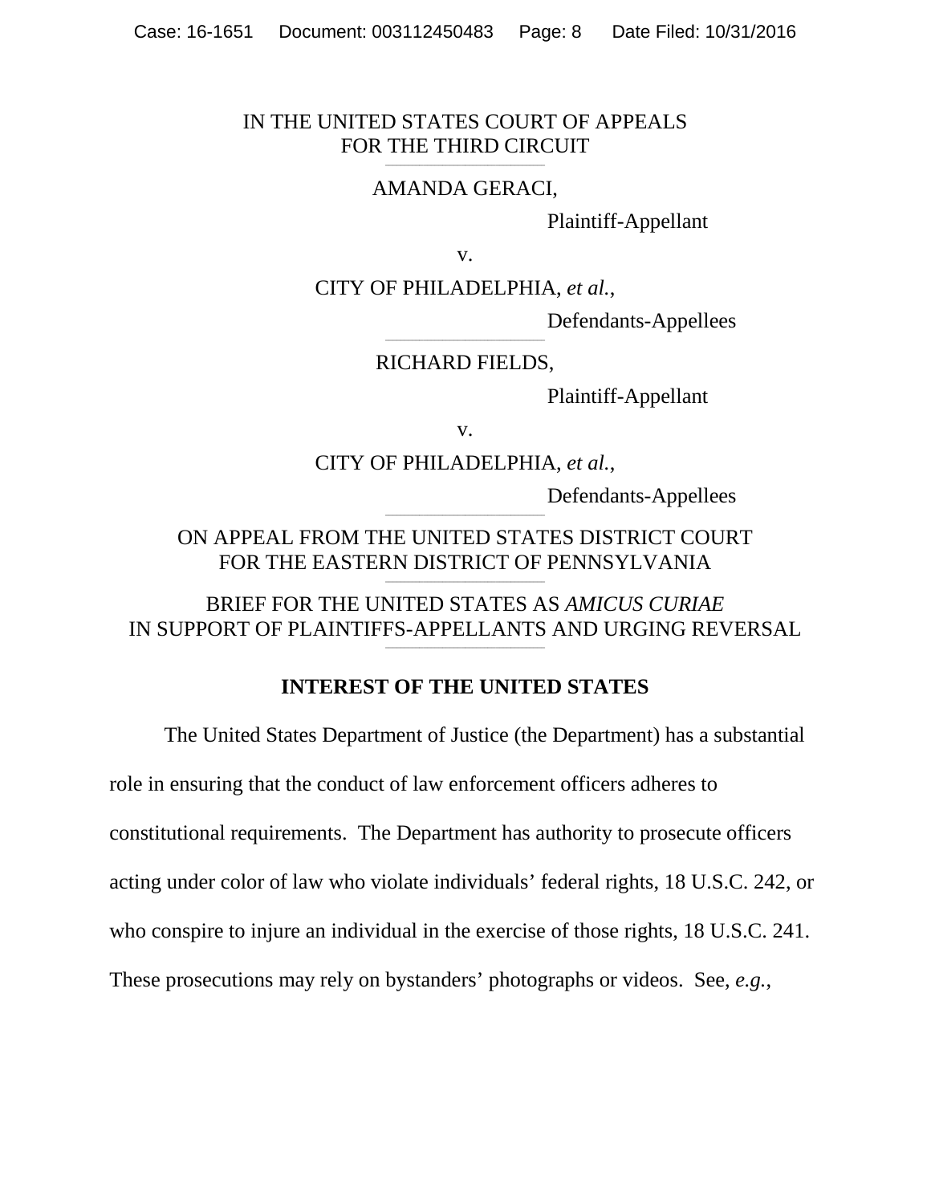IN THE UNITED STATES COURT OF APPEALS
FOR THE THIRD CIRCUIT

---

AMANDA GERACI,

Plaintiff-Appellant

v.

CITY OF PHILADELPHIA, *et al.*,

Defendants-Appellees

---

RICHARD FIELDS,

Plaintiff-Appellant

v.

CITY OF PHILADELPHIA, *et al.*,

Defendants-Appellees

---

ON APPEAL FROM THE UNITED STATES DISTRICT COURT
FOR THE EASTERN DISTRICT OF PENNSYLVANIA

---

BRIEF FOR THE UNITED STATES AS *AMICUS CURIAE*
IN SUPPORT OF PLAINTIFFS-APPELLANTS AND URGING REVERSAL

---

## INTEREST OF THE UNITED STATES

The United States Department of Justice (the Department) has a substantial role in ensuring that the conduct of law enforcement officers adheres to constitutional requirements. The Department has authority to prosecute officers acting under color of law who violate individuals' federal rights, 18 U.S.C. 242, or who conspire to injure an individual in the exercise of those rights, 18 U.S.C. 241. These prosecutions may rely on bystanders' photographs or videos. See, *e.g.*,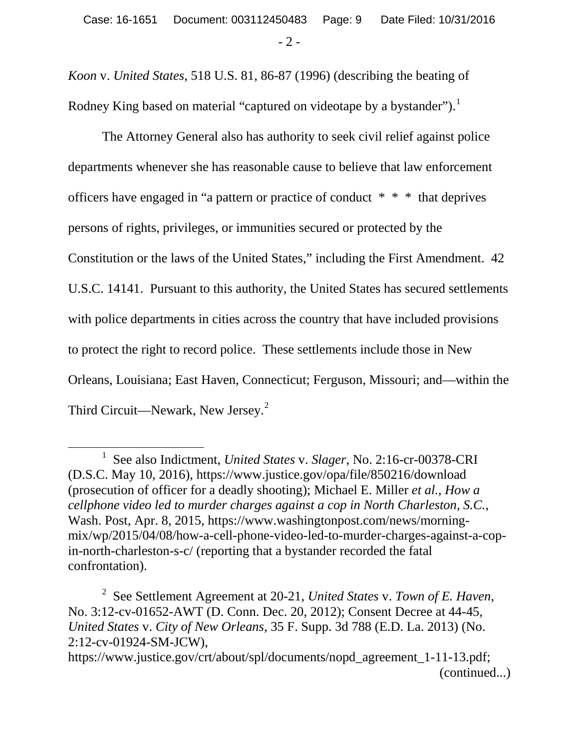*Koon* v. *United States*, 518 U.S. 81, 86-87 (1996) (describing the beating of Rodney King based on material "captured on videotape by a bystander").[1]

The Attorney General also has authority to seek civil relief against police departments whenever she has reasonable cause to believe that law enforcement officers have engaged in "a pattern or practice of conduct * * * that deprives persons of rights, privileges, or immunities secured or protected by the Constitution or the laws of the United States," including the First Amendment. 42 U.S.C. 14141. Pursuant to this authority, the United States has secured settlements with police departments in cities across the country that have included provisions to protect the right to record police. These settlements include those in New Orleans, Louisiana; East Haven, Connecticut; Ferguson, Missouri; and—within the Third Circuit—Newark, New Jersey.[2]

---

[1] See also Indictment, *United States* v. *Slager*, No. 2:16-cr-00378-CRI (D.S.C. May 10, 2016), https://www.justice.gov/opa/file/850216/download (prosecution of officer for a deadly shooting); Michael E. Miller *et al.*, *How a cellphone video led to murder charges against a cop in North Charleston, S.C.*, Wash. Post, Apr. 8, 2015, https://www.washingtonpost.com/news/morning-mix/wp/2015/04/08/how-a-cell-phone-video-led-to-murder-charges-against-a-cop-in-north-charleston-s-c/ (reporting that a bystander recorded the fatal confrontation).

[2] See Settlement Agreement at 20-21, *United States* v. *Town of E. Haven*, No. 3:12-cv-01652-AWT (D. Conn. Dec. 20, 2012); Consent Decree at 44-45, *United States* v. *City of New Orleans*, 35 F. Supp. 3d 788 (E.D. La. 2013) (No. 2:12-cv-01924-SM-JCW), https://www.justice.gov/crt/about/spl/documents/nopd_agreement_1-11-13.pdf; (continued...)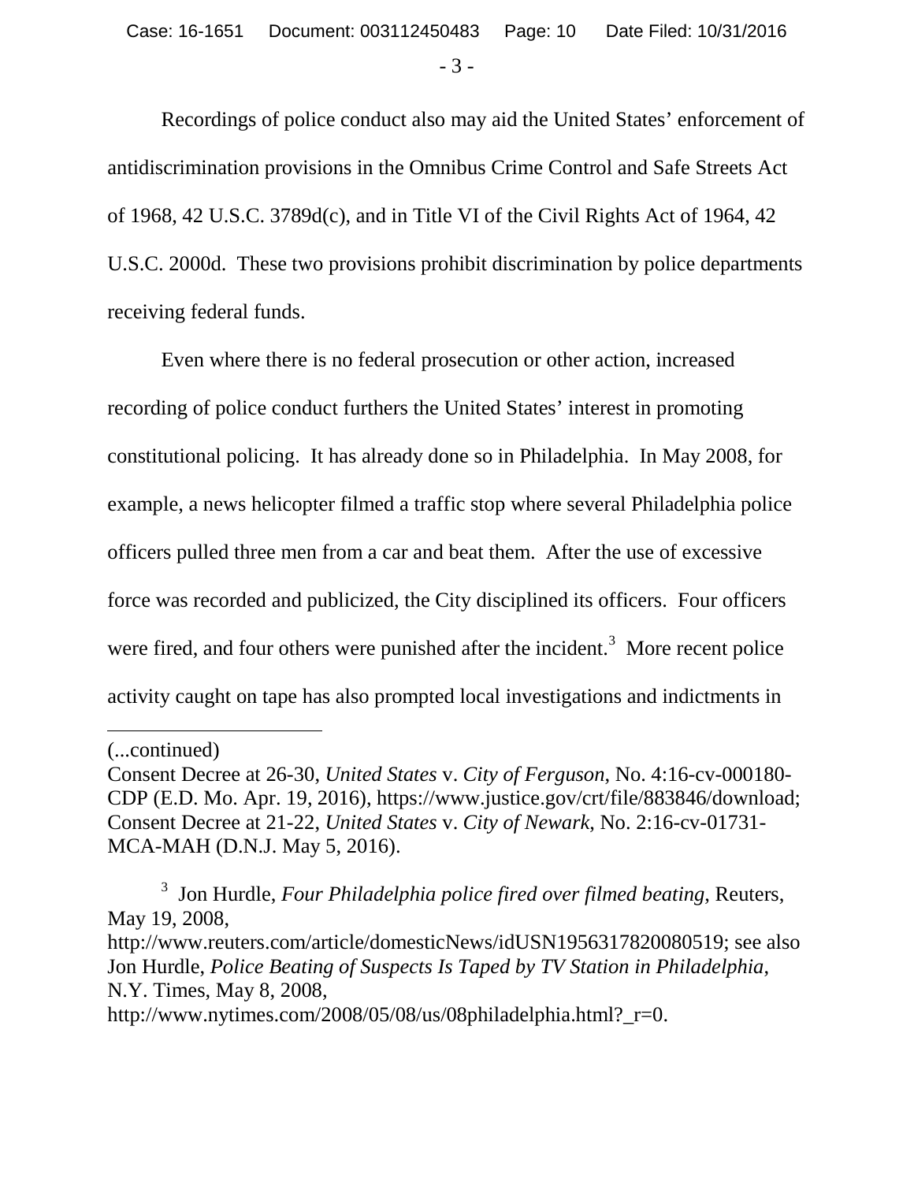Recordings of police conduct also may aid the United States' enforcement of antidiscrimination provisions in the Omnibus Crime Control and Safe Streets Act of 1968, 42 U.S.C. 3789d(c), and in Title VI of the Civil Rights Act of 1964, 42 U.S.C. 2000d. These two provisions prohibit discrimination by police departments receiving federal funds.

Even where there is no federal prosecution or other action, increased recording of police conduct furthers the United States' interest in promoting constitutional policing. It has already done so in Philadelphia. In May 2008, for example, a news helicopter filmed a traffic stop where several Philadelphia police officers pulled three men from a car and beat them. After the use of excessive force was recorded and publicized, the City disciplined its officers. Four officers were fired, and four others were punished after the incident.[3] More recent police activity caught on tape has also prompted local investigations and indictments in

---

(...continued)
Consent Decree at 26-30, *United States* v. *City of Ferguson*, No. 4:16-cv-000180-CDP (E.D. Mo. Apr. 19, 2016), https://www.justice.gov/crt/file/883846/download; Consent Decree at 21-22, *United States* v. *City of Newark*, No. 2:16-cv-01731-MCA-MAH (D.N.J. May 5, 2016).

[3] Jon Hurdle, *Four Philadelphia police fired over filmed beating*, Reuters, May 19, 2008, http://www.reuters.com/article/domesticNews/idUSN1956317820080519; see also Jon Hurdle, *Police Beating of Suspects Is Taped by TV Station in Philadelphia*, N.Y. Times, May 8, 2008, http://www.nytimes.com/2008/05/08/us/08philadelphia.html?_r=0.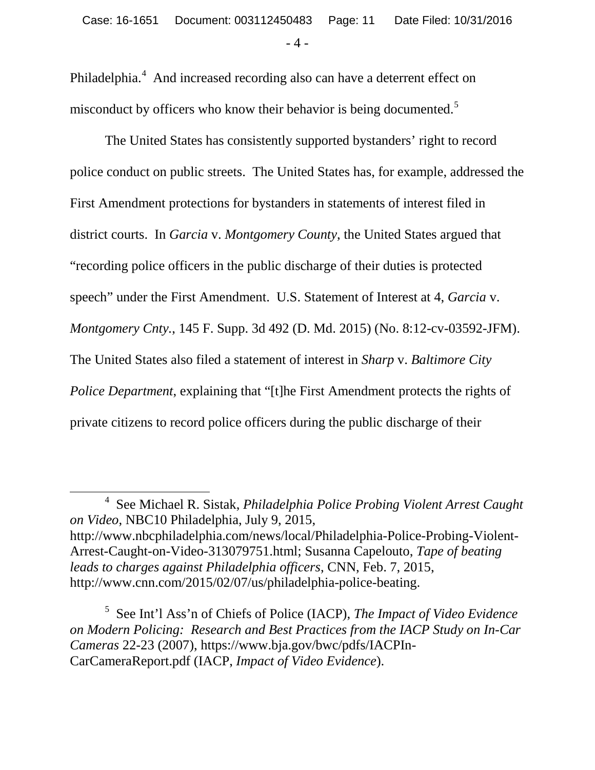Philadelphia.[4] And increased recording also can have a deterrent effect on misconduct by officers who know their behavior is being documented.[5]

The United States has consistently supported bystanders' right to record police conduct on public streets. The United States has, for example, addressed the First Amendment protections for bystanders in statements of interest filed in district courts. In *Garcia* v. *Montgomery County*, the United States argued that "recording police officers in the public discharge of their duties is protected speech" under the First Amendment. U.S. Statement of Interest at 4, *Garcia* v. *Montgomery Cnty.*, 145 F. Supp. 3d 492 (D. Md. 2015) (No. 8:12-cv-03592-JFM). The United States also filed a statement of interest in *Sharp* v. *Baltimore City Police Department*, explaining that "[t]he First Amendment protects the rights of private citizens to record police officers during the public discharge of their

---

[4] See Michael R. Sistak, *Philadelphia Police Probing Violent Arrest Caught on Video*, NBC10 Philadelphia, July 9, 2015, http://www.nbcphiladelphia.com/news/local/Philadelphia-Police-Probing-Violent-Arrest-Caught-on-Video-313079751.html; Susanna Capelouto, *Tape of beating leads to charges against Philadelphia officers*, CNN, Feb. 7, 2015, http://www.cnn.com/2015/02/07/us/philadelphia-police-beating.

[5] See Int'l Ass'n of Chiefs of Police (IACP), *The Impact of Video Evidence on Modern Policing: Research and Best Practices from the IACP Study on In-Car Cameras* 22-23 (2007), https://www.bja.gov/bwc/pdfs/IACPIn-CarCameraReport.pdf (IACP, *Impact of Video Evidence*).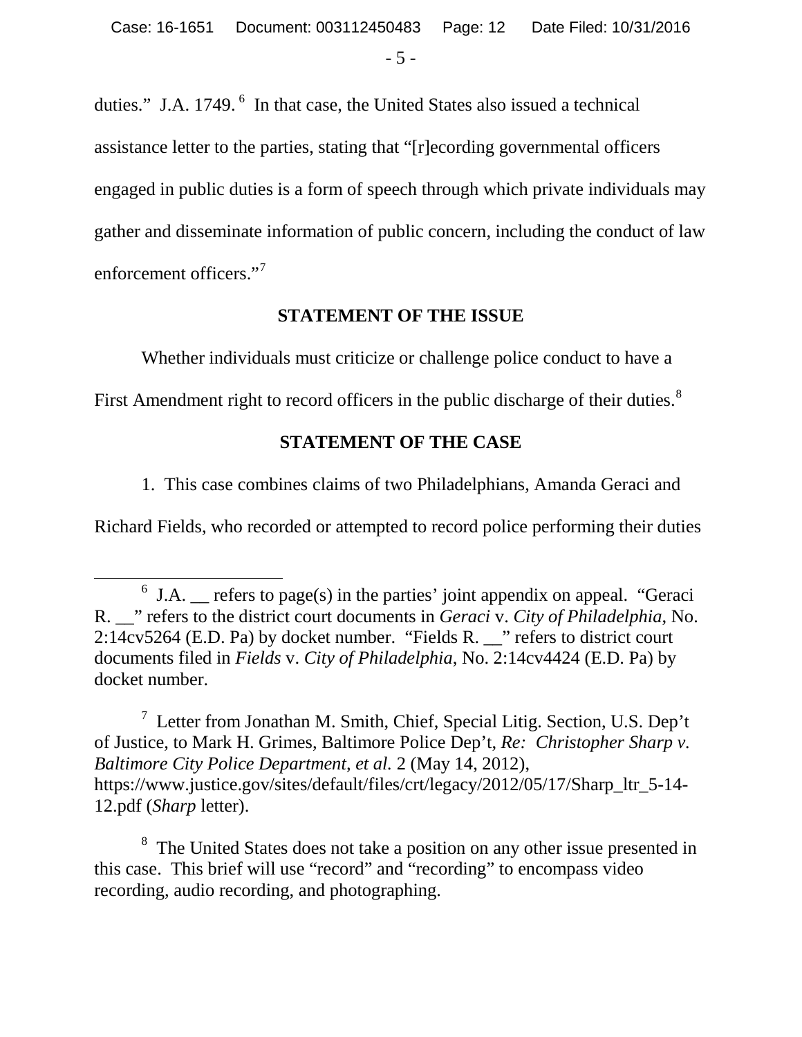duties." J.A. 1749.[6] In that case, the United States also issued a technical assistance letter to the parties, stating that "[r]ecording governmental officers engaged in public duties is a form of speech through which private individuals may gather and disseminate information of public concern, including the conduct of law enforcement officers."[7]

## STATEMENT OF THE ISSUE

Whether individuals must criticize or challenge police conduct to have a First Amendment right to record officers in the public discharge of their duties.[8]

## STATEMENT OF THE CASE

1. This case combines claims of two Philadelphians, Amanda Geraci and Richard Fields, who recorded or attempted to record police performing their duties

---

[6] J.A. __ refers to page(s) in the parties' joint appendix on appeal. "Geraci R. __" refers to the district court documents in *Geraci* v. *City of Philadelphia*, No. 2:14cv5264 (E.D. Pa) by docket number. "Fields R. __" refers to district court documents filed in *Fields* v. *City of Philadelphia*, No. 2:14cv4424 (E.D. Pa) by docket number.

[7] Letter from Jonathan M. Smith, Chief, Special Litig. Section, U.S. Dep't of Justice, to Mark H. Grimes, Baltimore Police Dep't, *Re: Christopher Sharp v. Baltimore City Police Department, et al.* 2 (May 14, 2012), https://www.justice.gov/sites/default/files/crt/legacy/2012/05/17/Sharp_ltr_5-14-12.pdf (*Sharp* letter).

[8] The United States does not take a position on any other issue presented in this case. This brief will use "record" and "recording" to encompass video recording, audio recording, and photographing.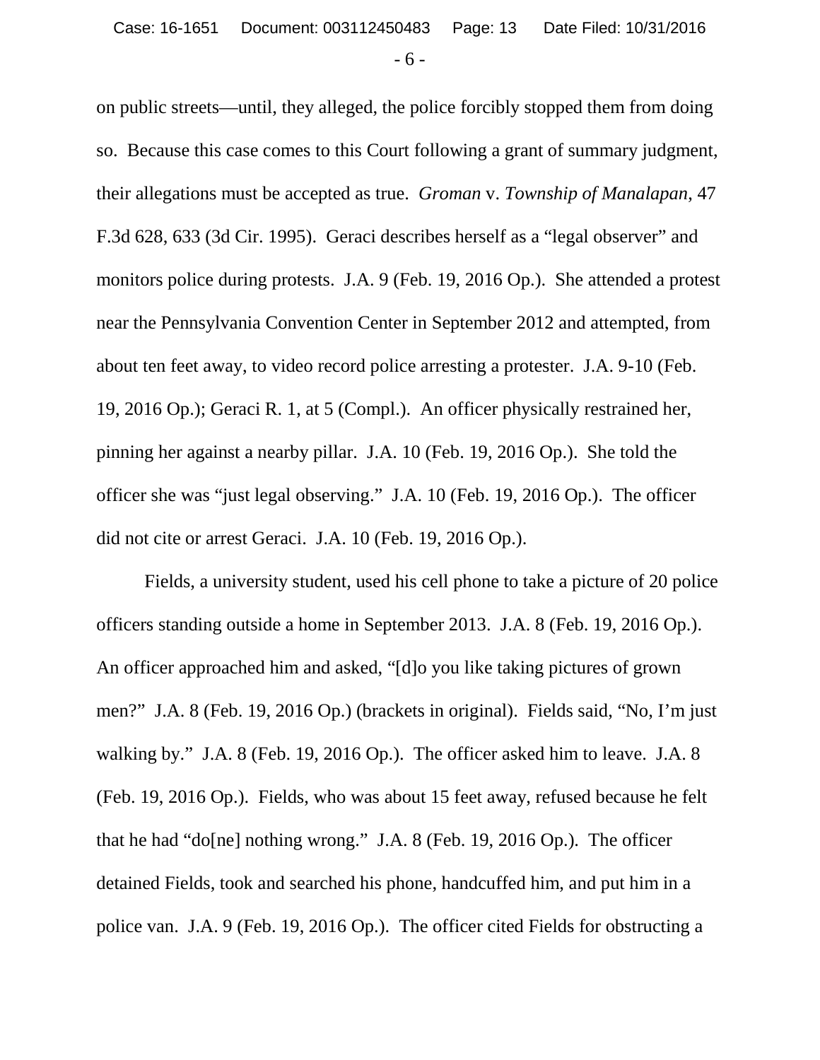on public streets—until, they alleged, the police forcibly stopped them from doing so. Because this case comes to this Court following a grant of summary judgment, their allegations must be accepted as true. *Groman* v. *Township of Manalapan*, 47 F.3d 628, 633 (3d Cir. 1995). Geraci describes herself as a "legal observer" and monitors police during protests. J.A. 9 (Feb. 19, 2016 Op.). She attended a protest near the Pennsylvania Convention Center in September 2012 and attempted, from about ten feet away, to video record police arresting a protester. J.A. 9-10 (Feb. 19, 2016 Op.); Geraci R. 1, at 5 (Compl.). An officer physically restrained her, pinning her against a nearby pillar. J.A. 10 (Feb. 19, 2016 Op.). She told the officer she was "just legal observing." J.A. 10 (Feb. 19, 2016 Op.). The officer did not cite or arrest Geraci. J.A. 10 (Feb. 19, 2016 Op.).

Fields, a university student, used his cell phone to take a picture of 20 police officers standing outside a home in September 2013. J.A. 8 (Feb. 19, 2016 Op.). An officer approached him and asked, "[d]o you like taking pictures of grown men?" J.A. 8 (Feb. 19, 2016 Op.) (brackets in original). Fields said, "No, I'm just walking by." J.A. 8 (Feb. 19, 2016 Op.). The officer asked him to leave. J.A. 8 (Feb. 19, 2016 Op.). Fields, who was about 15 feet away, refused because he felt that he had "do[ne] nothing wrong." J.A. 8 (Feb. 19, 2016 Op.). The officer detained Fields, took and searched his phone, handcuffed him, and put him in a police van. J.A. 9 (Feb. 19, 2016 Op.). The officer cited Fields for obstructing a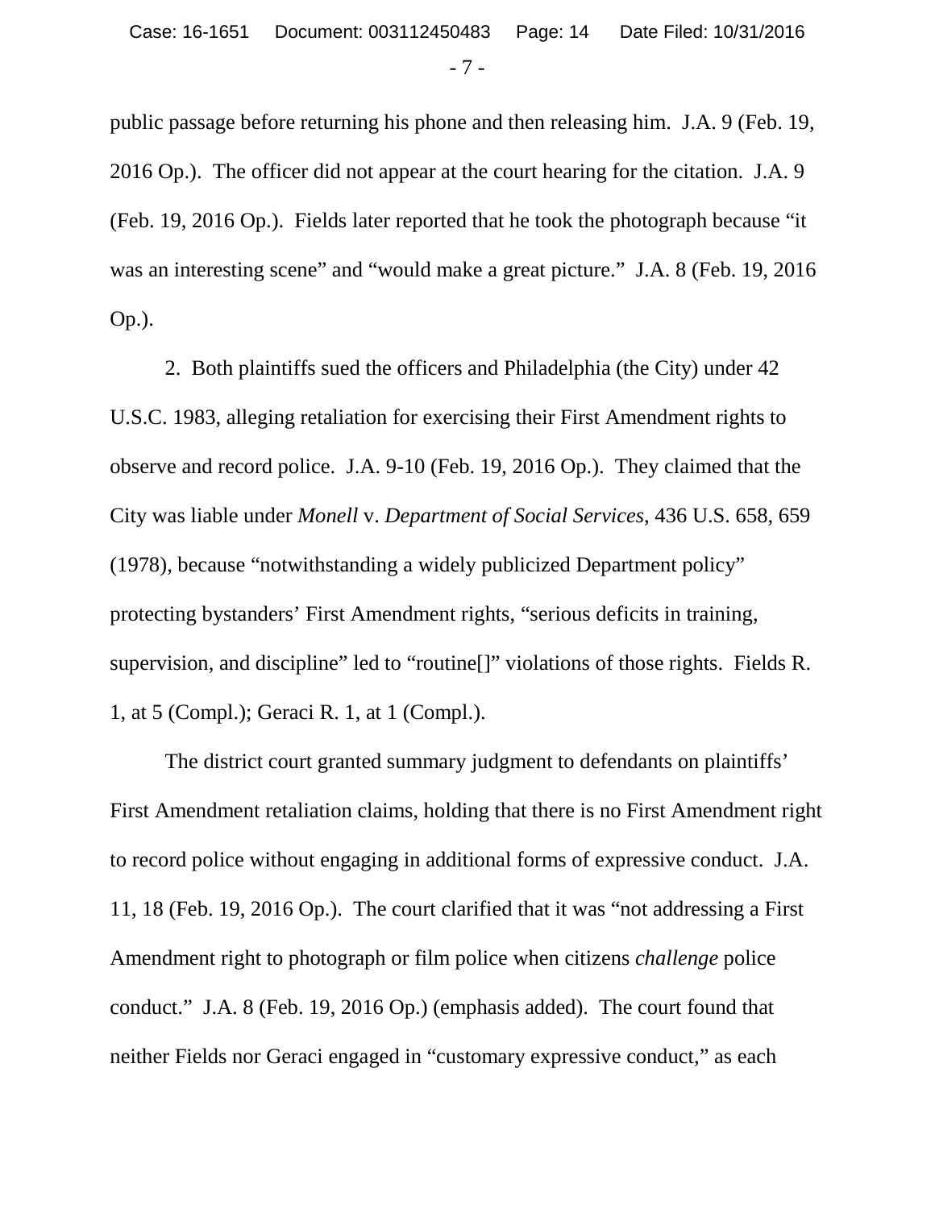public passage before returning his phone and then releasing him. J.A. 9 (Feb. 19, 2016 Op.). The officer did not appear at the court hearing for the citation. J.A. 9 (Feb. 19, 2016 Op.). Fields later reported that he took the photograph because "it was an interesting scene" and "would make a great picture." J.A. 8 (Feb. 19, 2016 Op.).

2. Both plaintiffs sued the officers and Philadelphia (the City) under 42 U.S.C. 1983, alleging retaliation for exercising their First Amendment rights to observe and record police. J.A. 9-10 (Feb. 19, 2016 Op.). They claimed that the City was liable under *Monell* v. *Department of Social Services*, 436 U.S. 658, 659 (1978), because "notwithstanding a widely publicized Department policy" protecting bystanders' First Amendment rights, "serious deficits in training, supervision, and discipline" led to "routine[]" violations of those rights. Fields R. 1, at 5 (Compl.); Geraci R. 1, at 1 (Compl.).

The district court granted summary judgment to defendants on plaintiffs' First Amendment retaliation claims, holding that there is no First Amendment right to record police without engaging in additional forms of expressive conduct. J.A. 11, 18 (Feb. 19, 2016 Op.). The court clarified that it was "not addressing a First Amendment right to photograph or film police when citizens *challenge* police conduct." J.A. 8 (Feb. 19, 2016 Op.) (emphasis added). The court found that neither Fields nor Geraci engaged in "customary expressive conduct," as each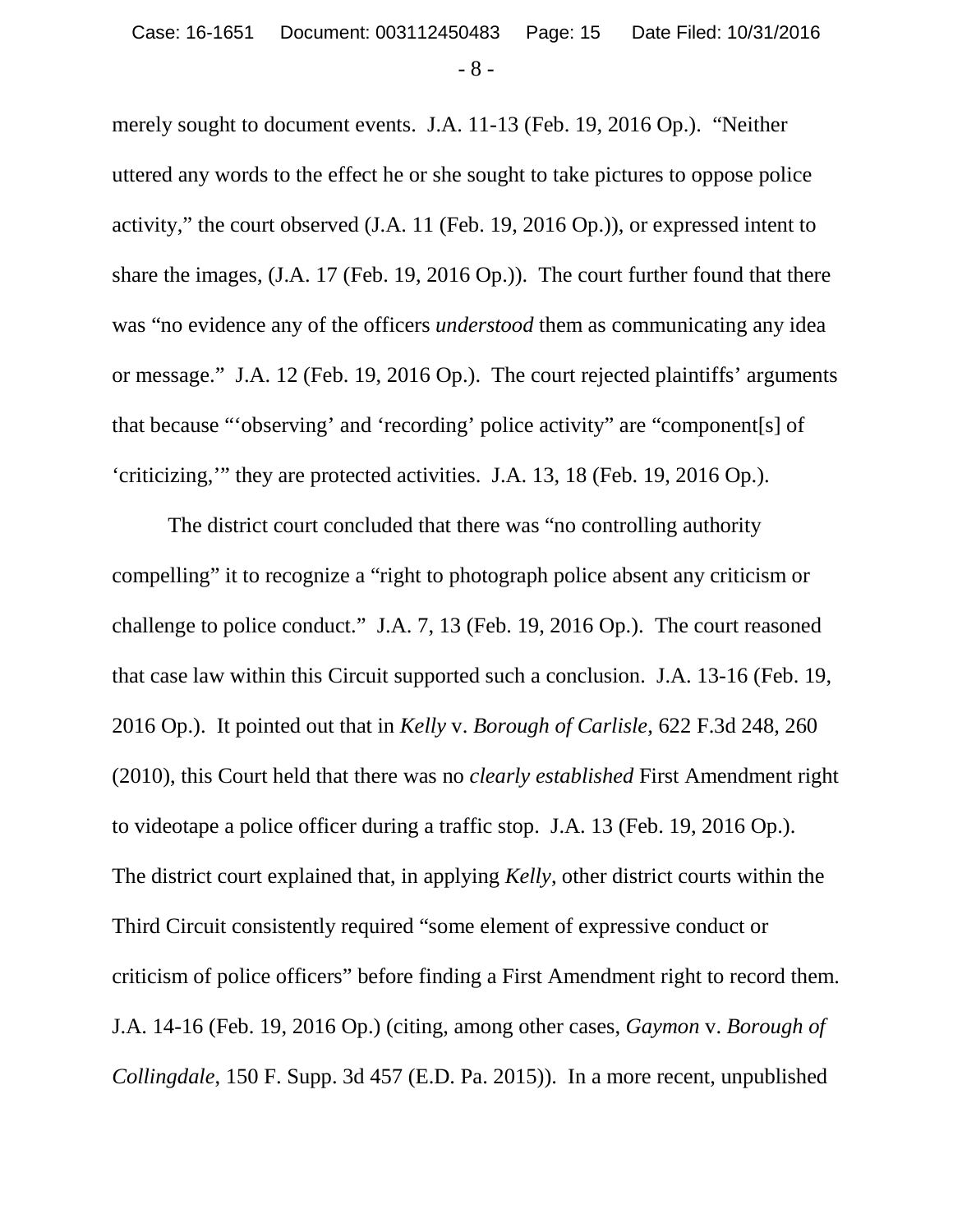merely sought to document events. J.A. 11-13 (Feb. 19, 2016 Op.). "Neither uttered any words to the effect he or she sought to take pictures to oppose police activity," the court observed (J.A. 11 (Feb. 19, 2016 Op.)), or expressed intent to share the images, (J.A. 17 (Feb. 19, 2016 Op.)). The court further found that there was "no evidence any of the officers *understood* them as communicating any idea or message." J.A. 12 (Feb. 19, 2016 Op.). The court rejected plaintiffs' arguments that because "'observing' and 'recording' police activity" are "component[s] of 'criticizing,'" they are protected activities. J.A. 13, 18 (Feb. 19, 2016 Op.).

The district court concluded that there was "no controlling authority compelling" it to recognize a "right to photograph police absent any criticism or challenge to police conduct." J.A. 7, 13 (Feb. 19, 2016 Op.). The court reasoned that case law within this Circuit supported such a conclusion. J.A. 13-16 (Feb. 19, 2016 Op.). It pointed out that in *Kelly* v. *Borough of Carlisle*, 622 F.3d 248, 260 (2010), this Court held that there was no *clearly established* First Amendment right to videotape a police officer during a traffic stop. J.A. 13 (Feb. 19, 2016 Op.). The district court explained that, in applying *Kelly*, other district courts within the Third Circuit consistently required "some element of expressive conduct or criticism of police officers" before finding a First Amendment right to record them. J.A. 14-16 (Feb. 19, 2016 Op.) (citing, among other cases, *Gaymon* v. *Borough of Collingdale*, 150 F. Supp. 3d 457 (E.D. Pa. 2015)). In a more recent, unpublished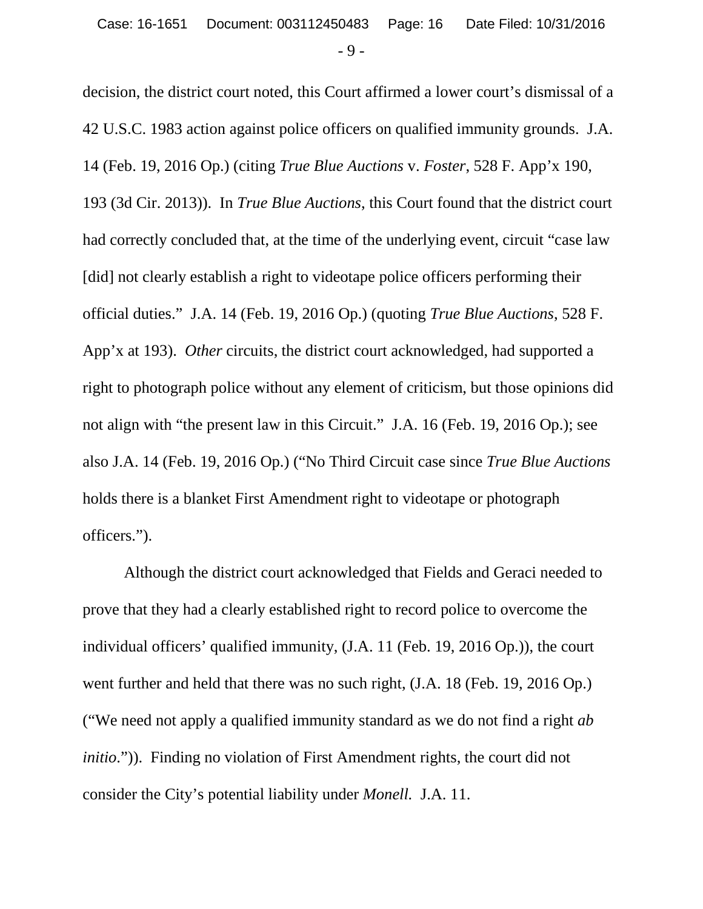decision, the district court noted, this Court affirmed a lower court's dismissal of a 42 U.S.C. 1983 action against police officers on qualified immunity grounds. J.A. 14 (Feb. 19, 2016 Op.) (citing *True Blue Auctions* v. *Foster*, 528 F. App'x 190, 193 (3d Cir. 2013)). In *True Blue Auctions*, this Court found that the district court had correctly concluded that, at the time of the underlying event, circuit "case law [did] not clearly establish a right to videotape police officers performing their official duties." J.A. 14 (Feb. 19, 2016 Op.) (quoting *True Blue Auctions*, 528 F. App'x at 193). *Other* circuits, the district court acknowledged, had supported a right to photograph police without any element of criticism, but those opinions did not align with "the present law in this Circuit." J.A. 16 (Feb. 19, 2016 Op.); see also J.A. 14 (Feb. 19, 2016 Op.) ("No Third Circuit case since *True Blue Auctions* holds there is a blanket First Amendment right to videotape or photograph officers.").

Although the district court acknowledged that Fields and Geraci needed to prove that they had a clearly established right to record police to overcome the individual officers' qualified immunity, (J.A. 11 (Feb. 19, 2016 Op.)), the court went further and held that there was no such right, (J.A. 18 (Feb. 19, 2016 Op.) ("We need not apply a qualified immunity standard as we do not find a right *ab initio*.")). Finding no violation of First Amendment rights, the court did not consider the City's potential liability under *Monell*. J.A. 11.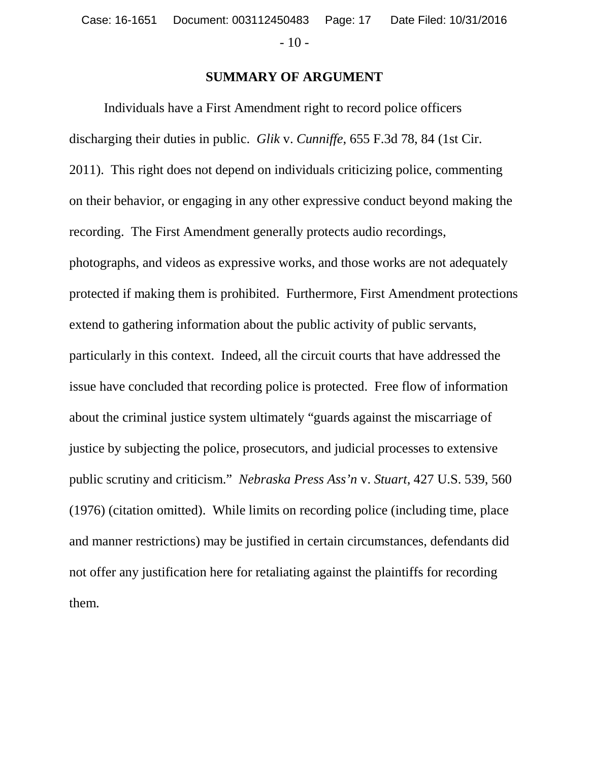## SUMMARY OF ARGUMENT

Individuals have a First Amendment right to record police officers discharging their duties in public. *Glik* v. *Cunniffe*, 655 F.3d 78, 84 (1st Cir. 2011). This right does not depend on individuals criticizing police, commenting on their behavior, or engaging in any other expressive conduct beyond making the recording. The First Amendment generally protects audio recordings, photographs, and videos as expressive works, and those works are not adequately protected if making them is prohibited. Furthermore, First Amendment protections extend to gathering information about the public activity of public servants, particularly in this context. Indeed, all the circuit courts that have addressed the issue have concluded that recording police is protected. Free flow of information about the criminal justice system ultimately "guards against the miscarriage of justice by subjecting the police, prosecutors, and judicial processes to extensive public scrutiny and criticism." *Nebraska Press Ass'n* v. *Stuart*, 427 U.S. 539, 560 (1976) (citation omitted). While limits on recording police (including time, place and manner restrictions) may be justified in certain circumstances, defendants did not offer any justification here for retaliating against the plaintiffs for recording them.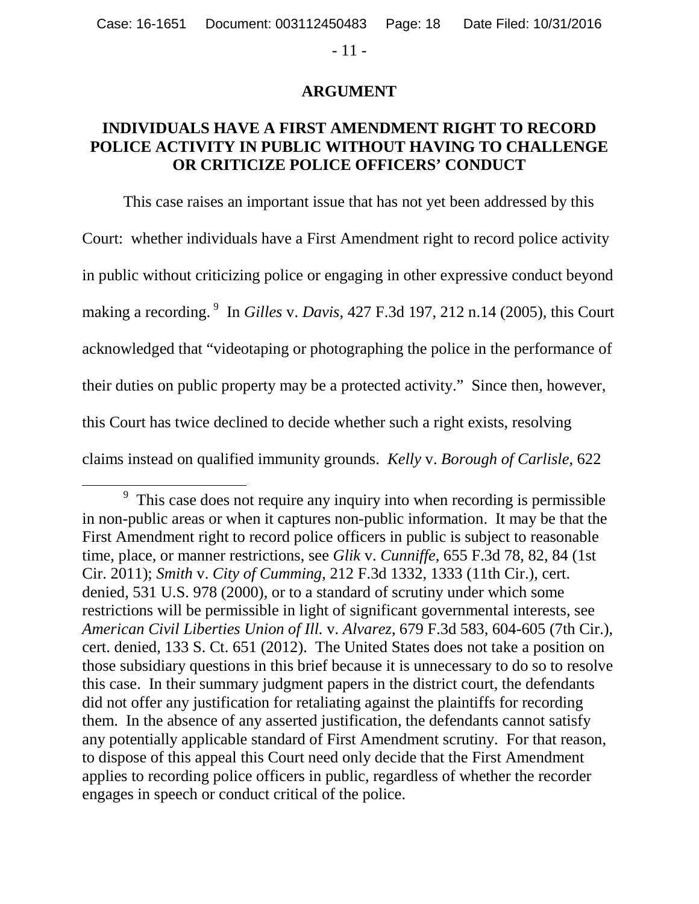## ARGUMENT

### INDIVIDUALS HAVE A FIRST AMENDMENT RIGHT TO RECORD POLICE ACTIVITY IN PUBLIC WITHOUT HAVING TO CHALLENGE OR CRITICIZE POLICE OFFICERS' CONDUCT

This case raises an important issue that has not yet been addressed by this Court: whether individuals have a First Amendment right to record police activity in public without criticizing police or engaging in other expressive conduct beyond making a recording.[9] In *Gilles* v. *Davis*, 427 F.3d 197, 212 n.14 (2005), this Court acknowledged that "videotaping or photographing the police in the performance of their duties on public property may be a protected activity." Since then, however, this Court has twice declined to decide whether such a right exists, resolving claims instead on qualified immunity grounds. *Kelly* v. *Borough of Carlisle*, 622

---

[9] This case does not require any inquiry into when recording is permissible in non-public areas or when it captures non-public information. It may be that the First Amendment right to record police officers in public is subject to reasonable time, place, or manner restrictions, see *Glik* v. *Cunniffe*, 655 F.3d 78, 82, 84 (1st Cir. 2011); *Smith* v. *City of Cumming*, 212 F.3d 1332, 1333 (11th Cir.), cert. denied, 531 U.S. 978 (2000), or to a standard of scrutiny under which some restrictions will be permissible in light of significant governmental interests, see *American Civil Liberties Union of Ill.* v. *Alvarez*, 679 F.3d 583, 604-605 (7th Cir.), cert. denied, 133 S. Ct. 651 (2012). The United States does not take a position on those subsidiary questions in this brief because it is unnecessary to do so to resolve this case. In their summary judgment papers in the district court, the defendants did not offer any justification for retaliating against the plaintiffs for recording them. In the absence of any asserted justification, the defendants cannot satisfy any potentially applicable standard of First Amendment scrutiny. For that reason, to dispose of this appeal this Court need only decide that the First Amendment applies to recording police officers in public, regardless of whether the recorder engages in speech or conduct critical of the police.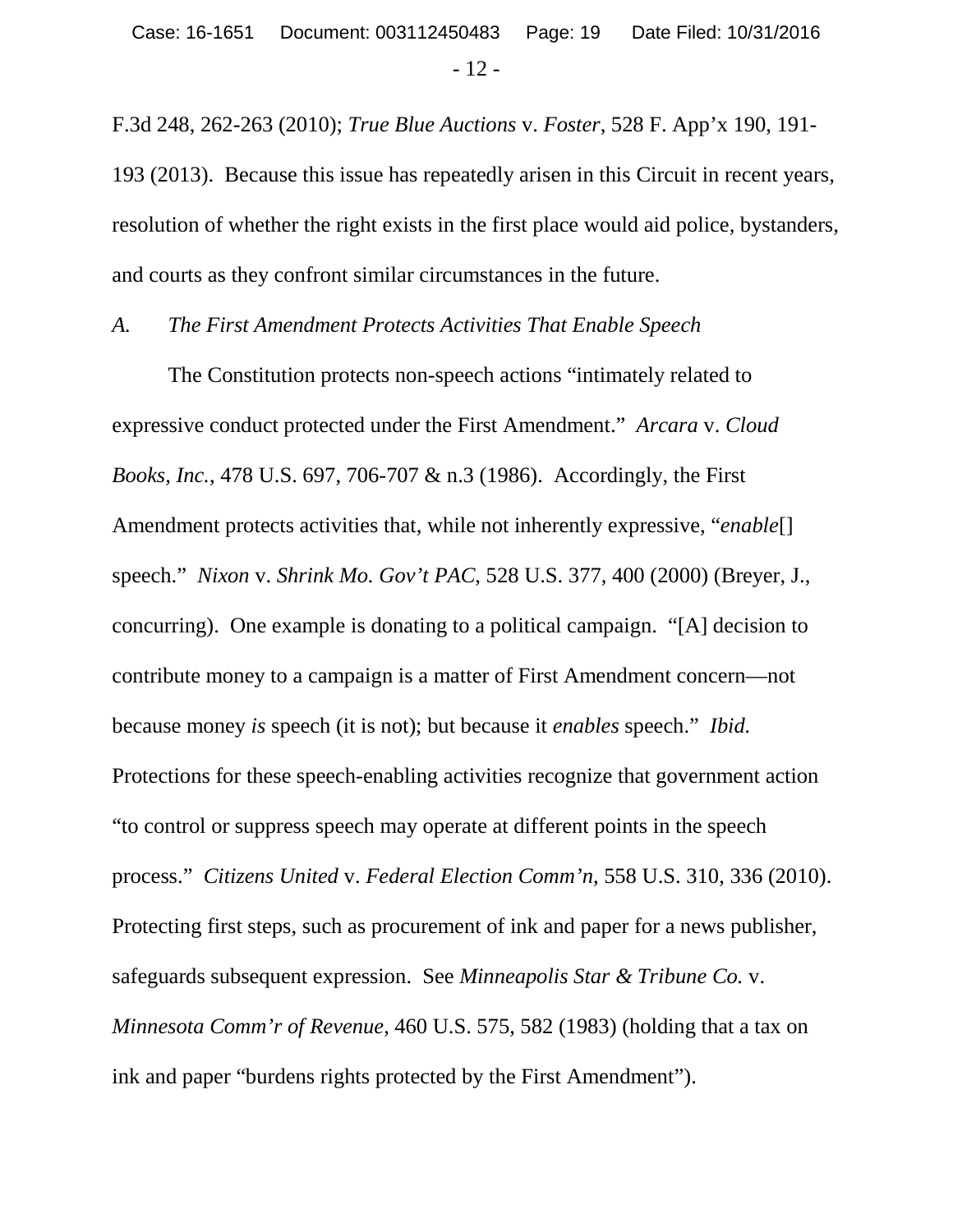F.3d 248, 262-263 (2010); *True Blue Auctions* v. *Foster*, 528 F. App'x 190, 191-193 (2013). Because this issue has repeatedly arisen in this Circuit in recent years, resolution of whether the right exists in the first place would aid police, bystanders, and courts as they confront similar circumstances in the future.

### *A. The First Amendment Protects Activities That Enable Speech*

The Constitution protects non-speech actions "intimately related to expressive conduct protected under the First Amendment." *Arcara* v. *Cloud Books, Inc.*, 478 U.S. 697, 706-707 & n.3 (1986). Accordingly, the First Amendment protects activities that, while not inherently expressive, "*enable*[] speech." *Nixon* v. *Shrink Mo. Gov't PAC*, 528 U.S. 377, 400 (2000) (Breyer, J., concurring). One example is donating to a political campaign. "[A] decision to contribute money to a campaign is a matter of First Amendment concern—not because money *is* speech (it is not); but because it *enables* speech." *Ibid.* Protections for these speech-enabling activities recognize that government action "to control or suppress speech may operate at different points in the speech process." *Citizens United* v. *Federal Election Comm'n*, 558 U.S. 310, 336 (2010). Protecting first steps, such as procurement of ink and paper for a news publisher, safeguards subsequent expression. See *Minneapolis Star & Tribune Co.* v. *Minnesota Comm'r of Revenue*, 460 U.S. 575, 582 (1983) (holding that a tax on ink and paper "burdens rights protected by the First Amendment").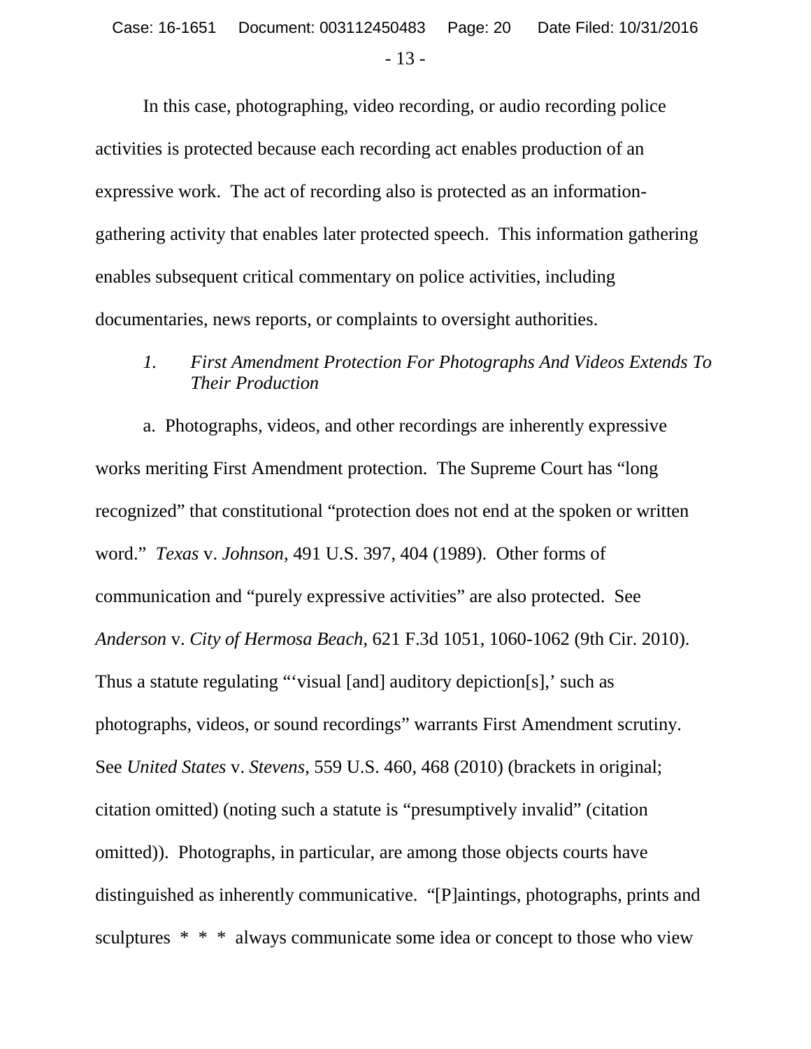In this case, photographing, video recording, or audio recording police activities is protected because each recording act enables production of an expressive work. The act of recording also is protected as an information-gathering activity that enables later protected speech. This information gathering enables subsequent critical commentary on police activities, including documentaries, news reports, or complaints to oversight authorities.

### *1. First Amendment Protection For Photographs And Videos Extends To Their Production*

a. Photographs, videos, and other recordings are inherently expressive works meriting First Amendment protection. The Supreme Court has "long recognized" that constitutional "protection does not end at the spoken or written word." *Texas* v. *Johnson*, 491 U.S. 397, 404 (1989). Other forms of communication and "purely expressive activities" are also protected. See *Anderson* v. *City of Hermosa Beach*, 621 F.3d 1051, 1060-1062 (9th Cir. 2010). Thus a statute regulating "'visual [and] auditory depiction[s],' such as photographs, videos, or sound recordings" warrants First Amendment scrutiny. See *United States* v. *Stevens*, 559 U.S. 460, 468 (2010) (brackets in original; citation omitted) (noting such a statute is "presumptively invalid" (citation omitted)). Photographs, in particular, are among those objects courts have distinguished as inherently communicative. "[P]aintings, photographs, prints and sculptures * * * always communicate some idea or concept to those who view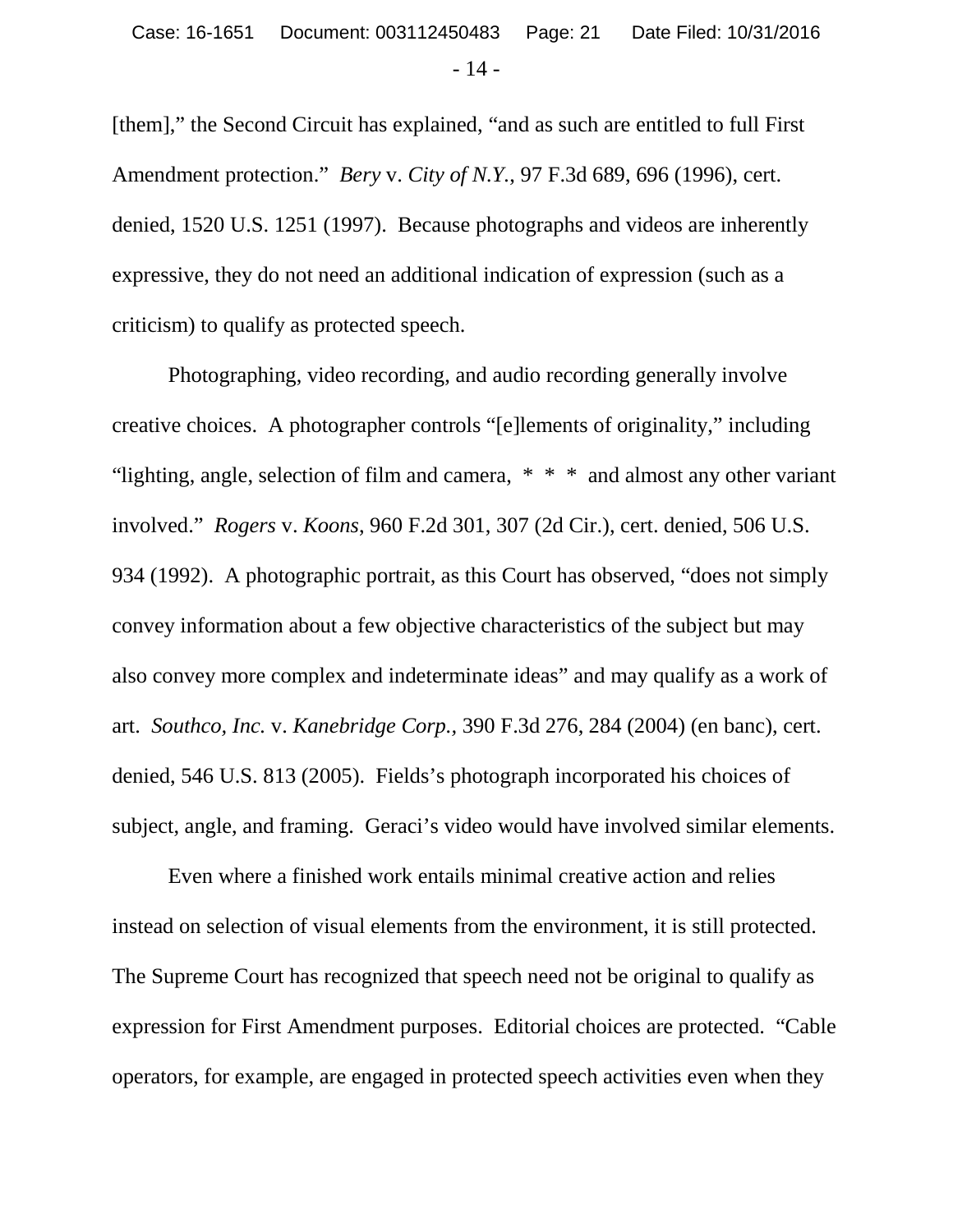[them]," the Second Circuit has explained, "and as such are entitled to full First Amendment protection." *Bery* v. *City of N.Y.*, 97 F.3d 689, 696 (1996), cert. denied, 1520 U.S. 1251 (1997). Because photographs and videos are inherently expressive, they do not need an additional indication of expression (such as a criticism) to qualify as protected speech.

Photographing, video recording, and audio recording generally involve creative choices. A photographer controls "[e]lements of originality," including "lighting, angle, selection of film and camera, * * * and almost any other variant involved." *Rogers* v. *Koons*, 960 F.2d 301, 307 (2d Cir.), cert. denied, 506 U.S. 934 (1992). A photographic portrait, as this Court has observed, "does not simply convey information about a few objective characteristics of the subject but may also convey more complex and indeterminate ideas" and may qualify as a work of art. *Southco, Inc.* v. *Kanebridge Corp.,* 390 F.3d 276, 284 (2004) (en banc), cert. denied, 546 U.S. 813 (2005). Fields's photograph incorporated his choices of subject, angle, and framing. Geraci's video would have involved similar elements.

Even where a finished work entails minimal creative action and relies instead on selection of visual elements from the environment, it is still protected. The Supreme Court has recognized that speech need not be original to qualify as expression for First Amendment purposes. Editorial choices are protected. "Cable operators, for example, are engaged in protected speech activities even when they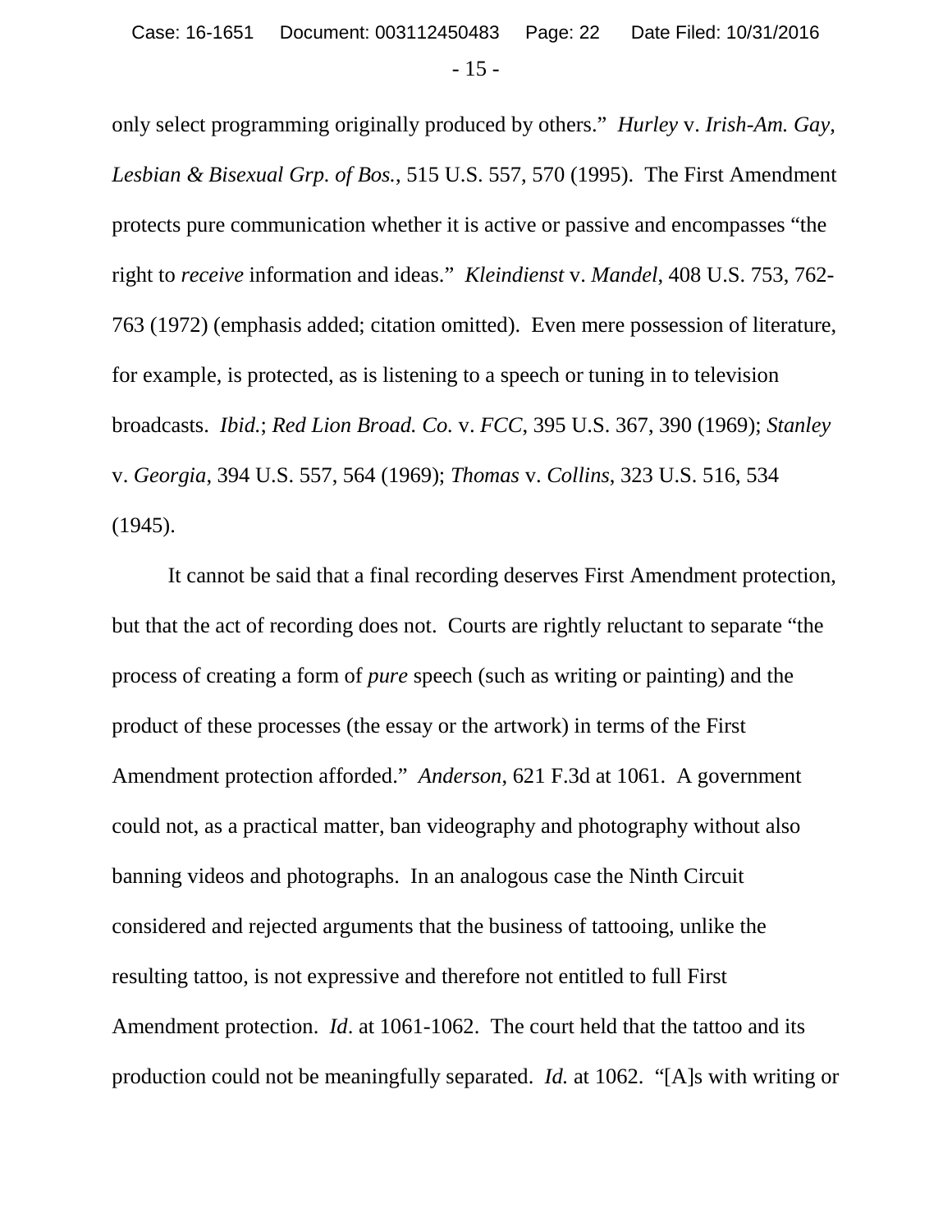only select programming originally produced by others." *Hurley* v. *Irish-Am. Gay, Lesbian & Bisexual Grp. of Bos.*, 515 U.S. 557, 570 (1995). The First Amendment protects pure communication whether it is active or passive and encompasses "the right to *receive* information and ideas." *Kleindienst* v. *Mandel*, 408 U.S. 753, 762-763 (1972) (emphasis added; citation omitted). Even mere possession of literature, for example, is protected, as is listening to a speech or tuning in to television broadcasts. *Ibid.*; *Red Lion Broad. Co.* v. *FCC*, 395 U.S. 367, 390 (1969); *Stanley* v. *Georgia*, 394 U.S. 557, 564 (1969); *Thomas* v. *Collins*, 323 U.S. 516, 534 (1945).

It cannot be said that a final recording deserves First Amendment protection, but that the act of recording does not. Courts are rightly reluctant to separate "the process of creating a form of *pure* speech (such as writing or painting) and the product of these processes (the essay or the artwork) in terms of the First Amendment protection afforded." *Anderson*, 621 F.3d at 1061. A government could not, as a practical matter, ban videography and photography without also banning videos and photographs. In an analogous case the Ninth Circuit considered and rejected arguments that the business of tattooing, unlike the resulting tattoo, is not expressive and therefore not entitled to full First Amendment protection. *Id*. at 1061-1062. The court held that the tattoo and its production could not be meaningfully separated. *Id.* at 1062. "[A]s with writing or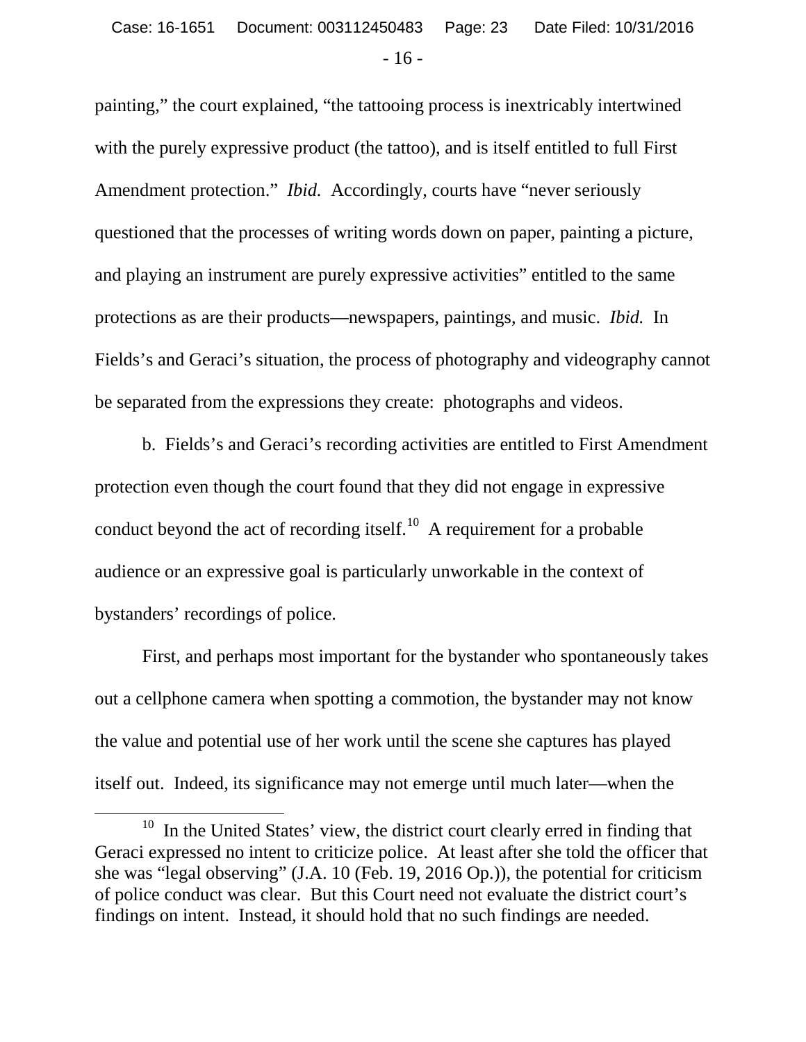painting," the court explained, "the tattooing process is inextricably intertwined with the purely expressive product (the tattoo), and is itself entitled to full First Amendment protection." *Ibid.* Accordingly, courts have "never seriously questioned that the processes of writing words down on paper, painting a picture, and playing an instrument are purely expressive activities" entitled to the same protections as are their products—newspapers, paintings, and music. *Ibid.* In Fields's and Geraci's situation, the process of photography and videography cannot be separated from the expressions they create: photographs and videos.

b. Fields's and Geraci's recording activities are entitled to First Amendment protection even though the court found that they did not engage in expressive conduct beyond the act of recording itself.[10] A requirement for a probable audience or an expressive goal is particularly unworkable in the context of bystanders' recordings of police.

First, and perhaps most important for the bystander who spontaneously takes out a cellphone camera when spotting a commotion, the bystander may not know the value and potential use of her work until the scene she captures has played itself out. Indeed, its significance may not emerge until much later—when the

---

[10] In the United States' view, the district court clearly erred in finding that Geraci expressed no intent to criticize police. At least after she told the officer that she was "legal observing" (J.A. 10 (Feb. 19, 2016 Op.)), the potential for criticism of police conduct was clear. But this Court need not evaluate the district court's findings on intent. Instead, it should hold that no such findings are needed.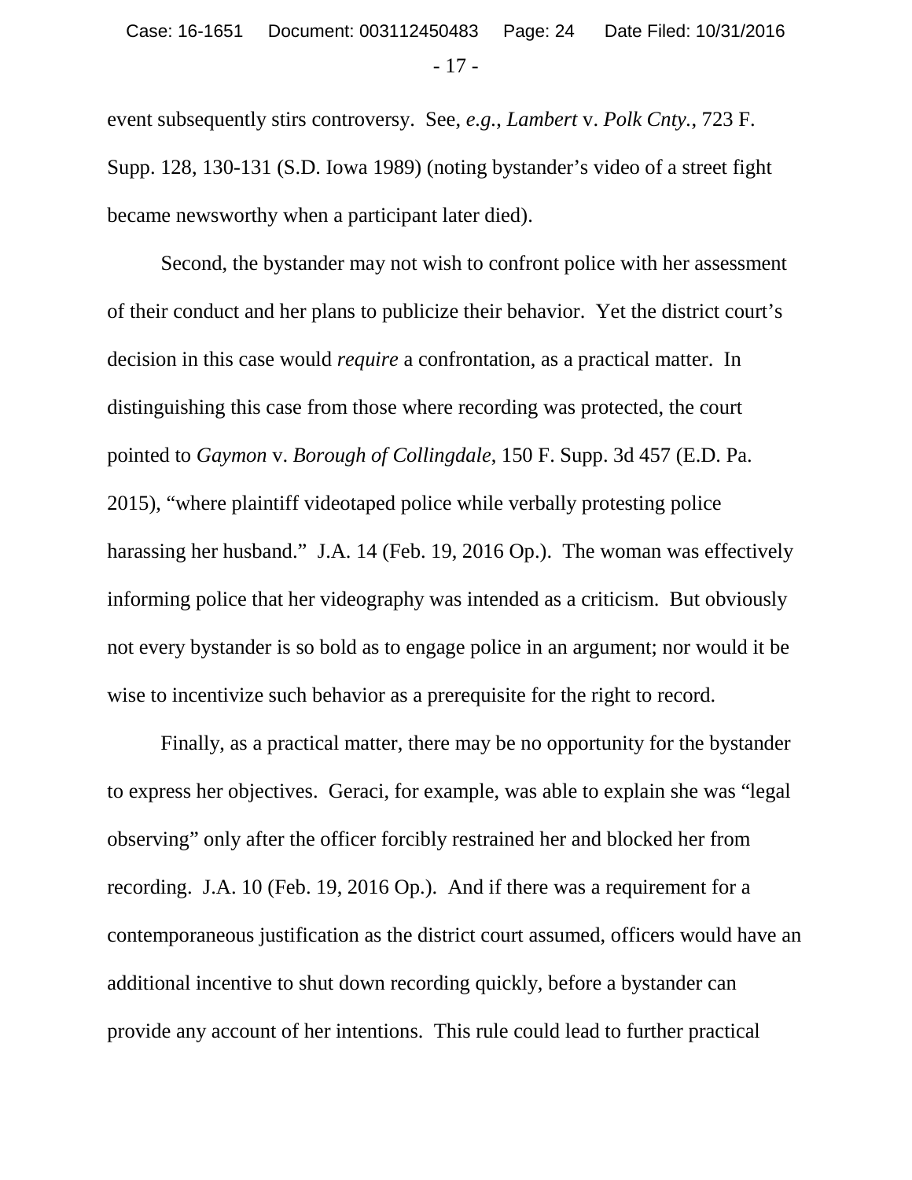event subsequently stirs controversy. See, *e.g.*, *Lambert* v. *Polk Cnty.*, 723 F. Supp. 128, 130-131 (S.D. Iowa 1989) (noting bystander's video of a street fight became newsworthy when a participant later died).

Second, the bystander may not wish to confront police with her assessment of their conduct and her plans to publicize their behavior. Yet the district court's decision in this case would *require* a confrontation, as a practical matter. In distinguishing this case from those where recording was protected, the court pointed to *Gaymon* v. *Borough of Collingdale*, 150 F. Supp. 3d 457 (E.D. Pa. 2015), "where plaintiff videotaped police while verbally protesting police harassing her husband." J.A. 14 (Feb. 19, 2016 Op.). The woman was effectively informing police that her videography was intended as a criticism. But obviously not every bystander is so bold as to engage police in an argument; nor would it be wise to incentivize such behavior as a prerequisite for the right to record.

Finally, as a practical matter, there may be no opportunity for the bystander to express her objectives. Geraci, for example, was able to explain she was "legal observing" only after the officer forcibly restrained her and blocked her from recording. J.A. 10 (Feb. 19, 2016 Op.). And if there was a requirement for a contemporaneous justification as the district court assumed, officers would have an additional incentive to shut down recording quickly, before a bystander can provide any account of her intentions. This rule could lead to further practical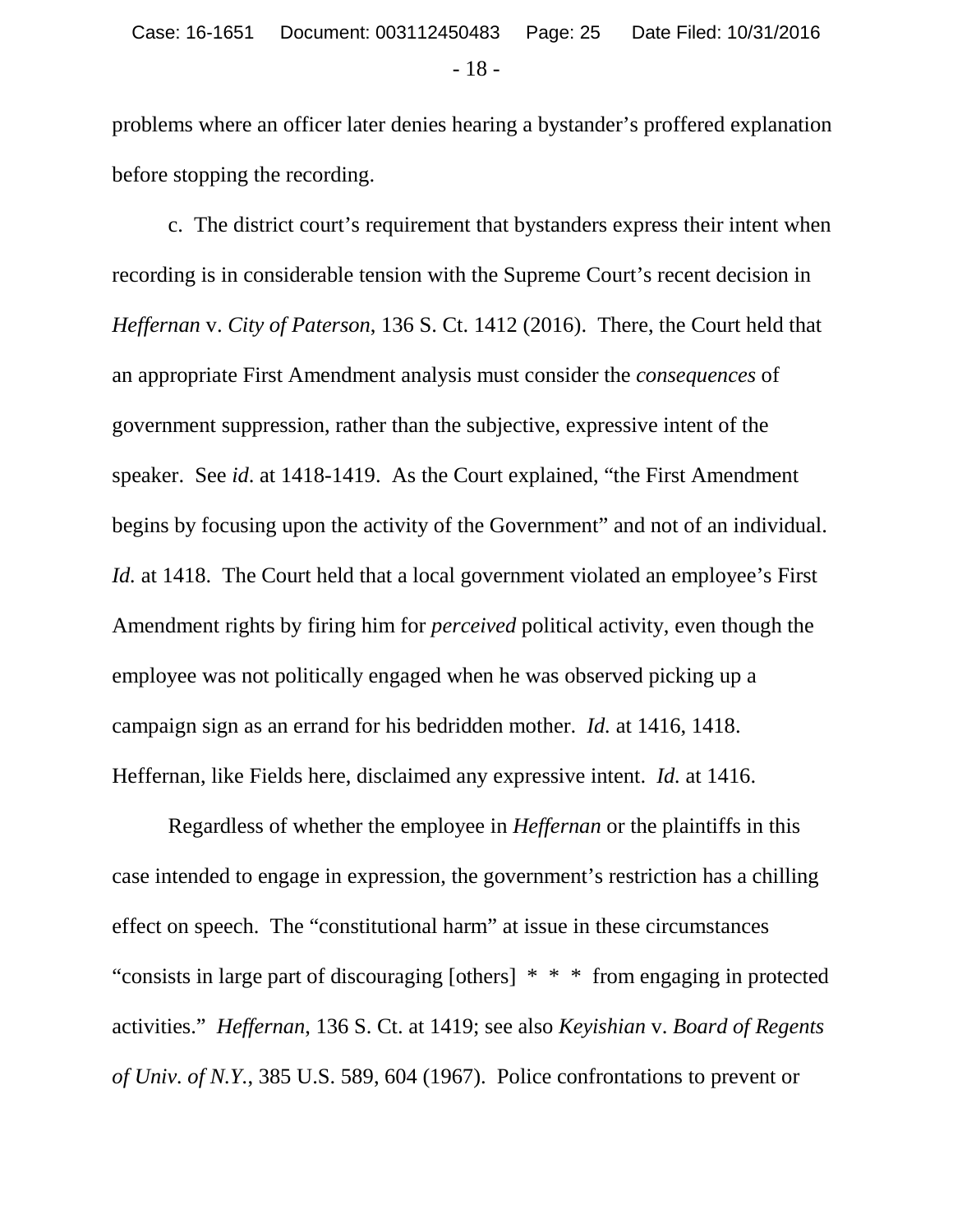problems where an officer later denies hearing a bystander's proffered explanation before stopping the recording.

c. The district court's requirement that bystanders express their intent when recording is in considerable tension with the Supreme Court's recent decision in *Heffernan* v. *City of Paterson*, 136 S. Ct. 1412 (2016). There, the Court held that an appropriate First Amendment analysis must consider the *consequences* of government suppression, rather than the subjective, expressive intent of the speaker. See *id*. at 1418-1419. As the Court explained, "the First Amendment begins by focusing upon the activity of the Government" and not of an individual. *Id.* at 1418. The Court held that a local government violated an employee's First Amendment rights by firing him for *perceived* political activity, even though the employee was not politically engaged when he was observed picking up a campaign sign as an errand for his bedridden mother. *Id.* at 1416, 1418. Heffernan, like Fields here, disclaimed any expressive intent. *Id.* at 1416.

Regardless of whether the employee in *Heffernan* or the plaintiffs in this case intended to engage in expression, the government's restriction has a chilling effect on speech. The "constitutional harm" at issue in these circumstances "consists in large part of discouraging [others] * * * from engaging in protected activities." *Heffernan*, 136 S. Ct. at 1419; see also *Keyishian* v. *Board of Regents of Univ. of N.Y.*, 385 U.S. 589, 604 (1967). Police confrontations to prevent or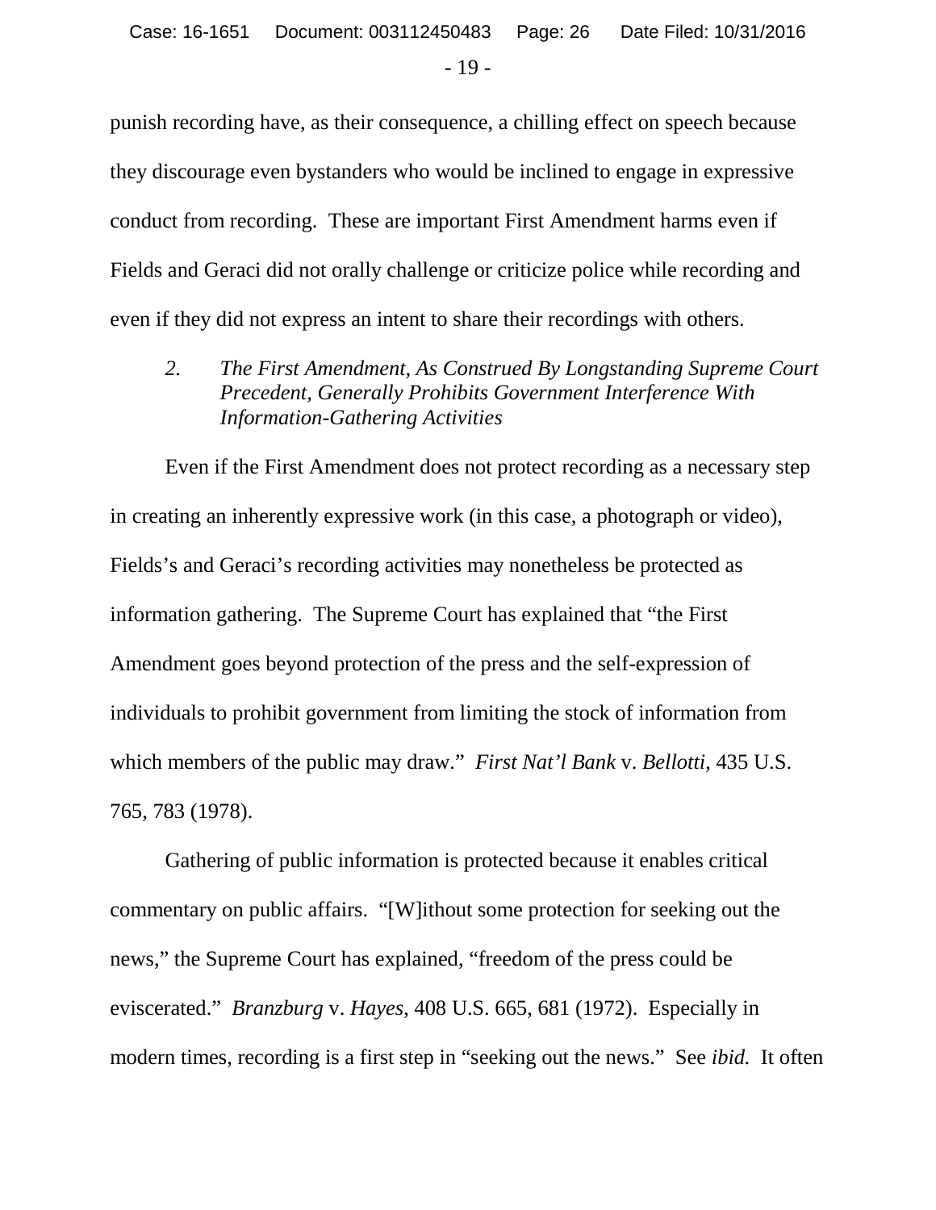punish recording have, as their consequence, a chilling effect on speech because they discourage even bystanders who would be inclined to engage in expressive conduct from recording. These are important First Amendment harms even if Fields and Geraci did not orally challenge or criticize police while recording and even if they did not express an intent to share their recordings with others.

### *2. The First Amendment, As Construed By Longstanding Supreme Court Precedent, Generally Prohibits Government Interference With Information-Gathering Activities*

Even if the First Amendment does not protect recording as a necessary step in creating an inherently expressive work (in this case, a photograph or video), Fields's and Geraci's recording activities may nonetheless be protected as information gathering. The Supreme Court has explained that "the First Amendment goes beyond protection of the press and the self-expression of individuals to prohibit government from limiting the stock of information from which members of the public may draw." *First Nat'l Bank* v. *Bellotti*, 435 U.S. 765, 783 (1978).

Gathering of public information is protected because it enables critical commentary on public affairs. "[W]ithout some protection for seeking out the news," the Supreme Court has explained, "freedom of the press could be eviscerated." *Branzburg* v. *Hayes*, 408 U.S. 665, 681 (1972). Especially in modern times, recording is a first step in "seeking out the news." See *ibid.* It often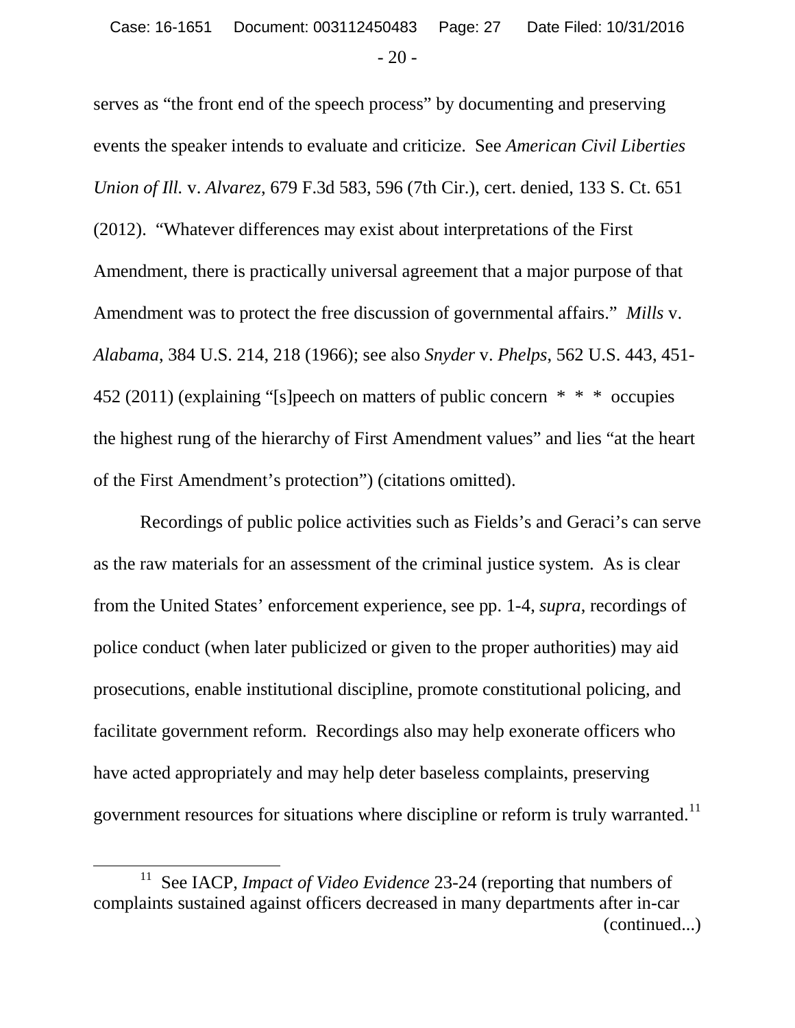serves as "the front end of the speech process" by documenting and preserving events the speaker intends to evaluate and criticize. See *American Civil Liberties Union of Ill.* v. *Alvarez*, 679 F.3d 583, 596 (7th Cir.), cert. denied, 133 S. Ct. 651 (2012). "Whatever differences may exist about interpretations of the First Amendment, there is practically universal agreement that a major purpose of that Amendment was to protect the free discussion of governmental affairs." *Mills* v. *Alabama*, 384 U.S. 214, 218 (1966); see also *Snyder* v. *Phelps*, 562 U.S. 443, 451-452 (2011) (explaining "[s]peech on matters of public concern * * * occupies the highest rung of the hierarchy of First Amendment values" and lies "at the heart of the First Amendment's protection") (citations omitted).

Recordings of public police activities such as Fields's and Geraci's can serve as the raw materials for an assessment of the criminal justice system. As is clear from the United States' enforcement experience, see pp. 1-4, *supra*, recordings of police conduct (when later publicized or given to the proper authorities) may aid prosecutions, enable institutional discipline, promote constitutional policing, and facilitate government reform. Recordings also may help exonerate officers who have acted appropriately and may help deter baseless complaints, preserving government resources for situations where discipline or reform is truly warranted.[11]

[11] See IACP, *Impact of Video Evidence* 23-24 (reporting that numbers of complaints sustained against officers decreased in many departments after in-car (continued...)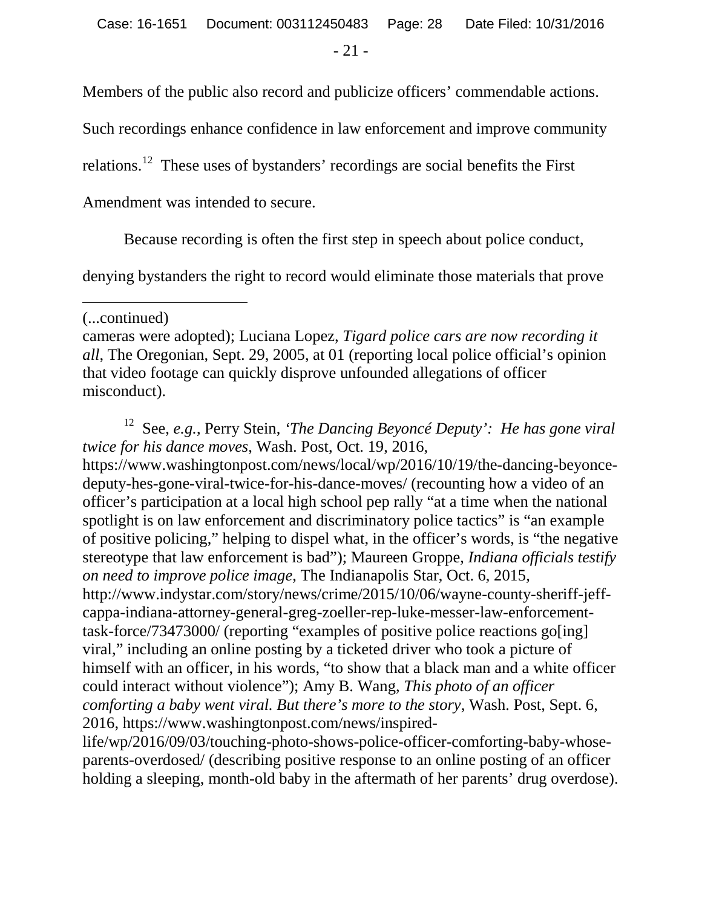Members of the public also record and publicize officers' commendable actions. Such recordings enhance confidence in law enforcement and improve community relations.[12] These uses of bystanders' recordings are social benefits the First Amendment was intended to secure.

Because recording is often the first step in speech about police conduct, denying bystanders the right to record would eliminate those materials that prove

---

(...continued)

cameras were adopted); Luciana Lopez, *Tigard police cars are now recording it all*, The Oregonian, Sept. 29, 2005, at 01 (reporting local police official's opinion that video footage can quickly disprove unfounded allegations of officer misconduct).

[12] See, *e.g.*, Perry Stein, *'The Dancing Beyoncé Deputy': He has gone viral twice for his dance moves*, Wash. Post, Oct. 19, 2016, https://www.washingtonpost.com/news/local/wp/2016/10/19/the-dancing-beyonce-deputy-hes-gone-viral-twice-for-his-dance-moves/ (recounting how a video of an officer's participation at a local high school pep rally "at a time when the national spotlight is on law enforcement and discriminatory police tactics" is "an example of positive policing," helping to dispel what, in the officer's words, is "the negative stereotype that law enforcement is bad"); Maureen Groppe, *Indiana officials testify on need to improve police image*, The Indianapolis Star, Oct. 6, 2015, http://www.indystar.com/story/news/crime/2015/10/06/wayne-county-sheriff-jeff-cappa-indiana-attorney-general-greg-zoeller-rep-luke-messer-law-enforcement-task-force/73473000/ (reporting "examples of positive police reactions go[ing] viral," including an online posting by a ticketed driver who took a picture of himself with an officer, in his words, "to show that a black man and a white officer could interact without violence"); Amy B. Wang, *This photo of an officer comforting a baby went viral. But there's more to the story*, Wash. Post, Sept. 6, 2016, https://www.washingtonpost.com/news/inspired-life/wp/2016/09/03/touching-photo-shows-police-officer-comforting-baby-whose-parents-overdosed/ (describing positive response to an online posting of an officer holding a sleeping, month-old baby in the aftermath of her parents' drug overdose).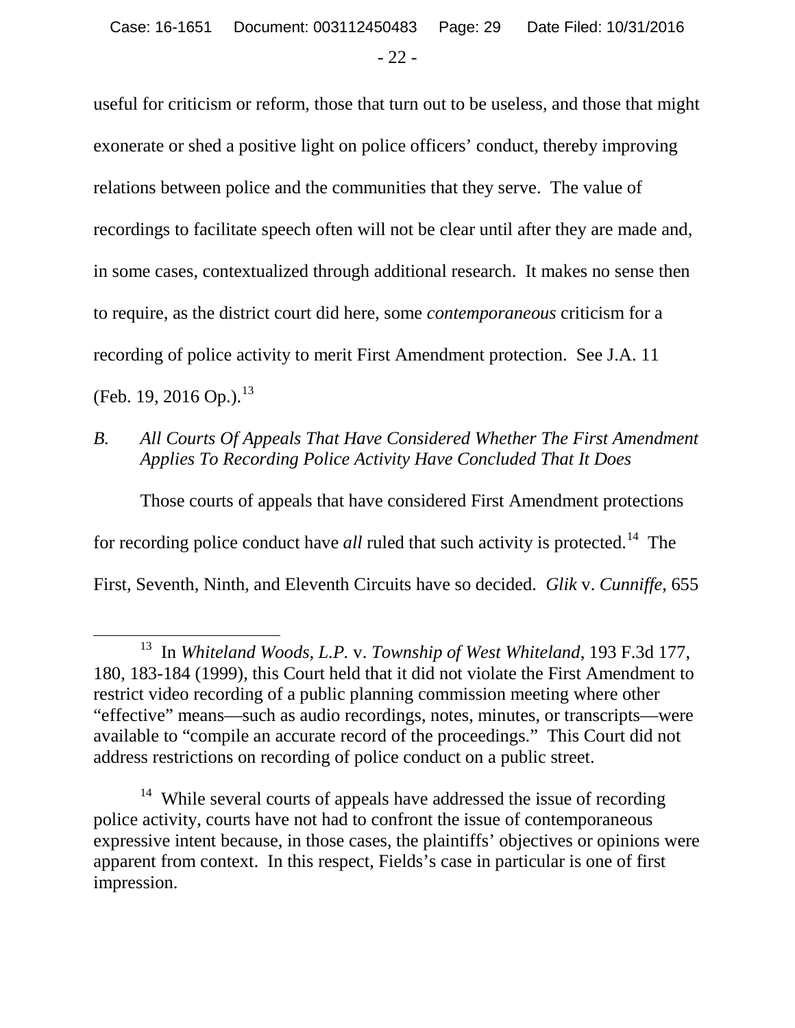useful for criticism or reform, those that turn out to be useless, and those that might exonerate or shed a positive light on police officers' conduct, thereby improving relations between police and the communities that they serve. The value of recordings to facilitate speech often will not be clear until after they are made and, in some cases, contextualized through additional research. It makes no sense then to require, as the district court did here, some *contemporaneous* criticism for a recording of police activity to merit First Amendment protection. See J.A. 11 (Feb. 19, 2016 Op.).[13]

### *B. All Courts Of Appeals That Have Considered Whether The First Amendment Applies To Recording Police Activity Have Concluded That It Does*

Those courts of appeals that have considered First Amendment protections for recording police conduct have *all* ruled that such activity is protected.[14] The First, Seventh, Ninth, and Eleventh Circuits have so decided. *Glik* v. *Cunniffe*, 655

---

[13] In *Whiteland Woods, L.P.* v. *Township of West Whiteland*, 193 F.3d 177, 180, 183-184 (1999), this Court held that it did not violate the First Amendment to restrict video recording of a public planning commission meeting where other "effective" means—such as audio recordings, notes, minutes, or transcripts—were available to "compile an accurate record of the proceedings." This Court did not address restrictions on recording of police conduct on a public street.

[14] While several courts of appeals have addressed the issue of recording police activity, courts have not had to confront the issue of contemporaneous expressive intent because, in those cases, the plaintiffs' objectives or opinions were apparent from context. In this respect, Fields's case in particular is one of first impression.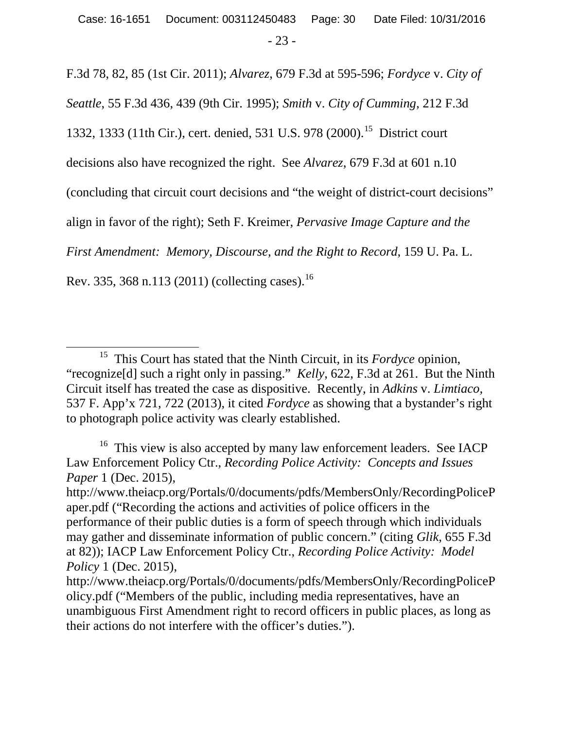F.3d 78, 82, 85 (1st Cir. 2011); *Alvarez*, 679 F.3d at 595-596; *Fordyce* v. *City of Seattle*, 55 F.3d 436, 439 (9th Cir. 1995); *Smith* v. *City of Cumming*, 212 F.3d 1332, 1333 (11th Cir.), cert. denied, 531 U.S. 978 (2000).[15] District court decisions also have recognized the right. See *Alvarez*, 679 F.3d at 601 n.10 (concluding that circuit court decisions and "the weight of district-court decisions" align in favor of the right); Seth F. Kreimer, *Pervasive Image Capture and the First Amendment: Memory, Discourse, and the Right to Record*, 159 U. Pa. L. Rev. 335, 368 n.113 (2011) (collecting cases).[16]

---

[15] This Court has stated that the Ninth Circuit, in its *Fordyce* opinion, "recognize[d] such a right only in passing." *Kelly*, 622, F.3d at 261. But the Ninth Circuit itself has treated the case as dispositive. Recently, in *Adkins* v. *Limtiaco*, 537 F. App'x 721, 722 (2013), it cited *Fordyce* as showing that a bystander's right to photograph police activity was clearly established.

[16] This view is also accepted by many law enforcement leaders. See IACP Law Enforcement Policy Ctr., *Recording Police Activity: Concepts and Issues Paper* 1 (Dec. 2015), http://www.theiacp.org/Portals/0/documents/pdfs/MembersOnly/RecordingPolicePaper.pdf ("Recording the actions and activities of police officers in the performance of their public duties is a form of speech through which individuals may gather and disseminate information of public concern." (citing *Glik*, 655 F.3d at 82)); IACP Law Enforcement Policy Ctr., *Recording Police Activity: Model Policy* 1 (Dec. 2015), http://www.theiacp.org/Portals/0/documents/pdfs/MembersOnly/RecordingPolicePolicy.pdf ("Members of the public, including media representatives, have an unambiguous First Amendment right to record officers in public places, as long as their actions do not interfere with the officer's duties.").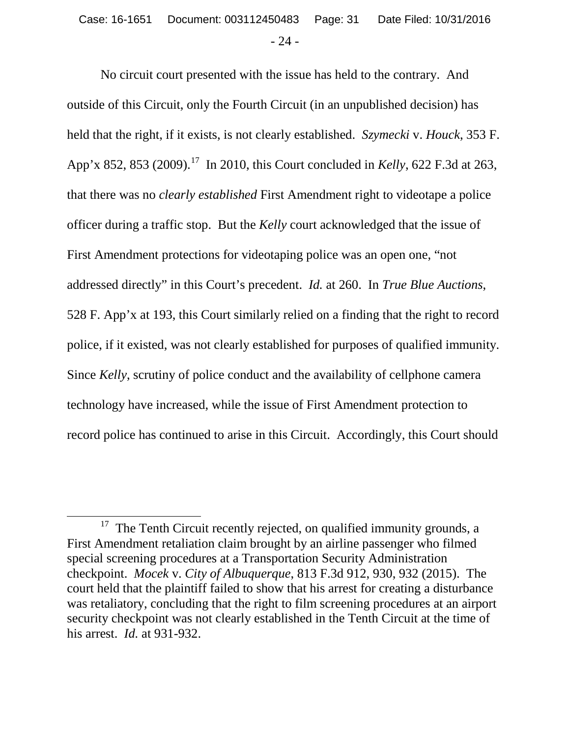No circuit court presented with the issue has held to the contrary. And outside of this Circuit, only the Fourth Circuit (in an unpublished decision) has held that the right, if it exists, is not clearly established. *Szymecki* v. *Houck*, 353 F. App'x 852, 853 (2009).[17] In 2010, this Court concluded in *Kelly*, 622 F.3d at 263, that there was no *clearly established* First Amendment right to videotape a police officer during a traffic stop. But the *Kelly* court acknowledged that the issue of First Amendment protections for videotaping police was an open one, "not addressed directly" in this Court's precedent. *Id.* at 260. In *True Blue Auctions*, 528 F. App'x at 193, this Court similarly relied on a finding that the right to record police, if it existed, was not clearly established for purposes of qualified immunity. Since *Kelly*, scrutiny of police conduct and the availability of cellphone camera technology have increased, while the issue of First Amendment protection to record police has continued to arise in this Circuit. Accordingly, this Court should

---

[17] The Tenth Circuit recently rejected, on qualified immunity grounds, a First Amendment retaliation claim brought by an airline passenger who filmed special screening procedures at a Transportation Security Administration checkpoint. *Mocek* v. *City of Albuquerque*, 813 F.3d 912, 930, 932 (2015). The court held that the plaintiff failed to show that his arrest for creating a disturbance was retaliatory, concluding that the right to film screening procedures at an airport security checkpoint was not clearly established in the Tenth Circuit at the time of his arrest. *Id.* at 931-932.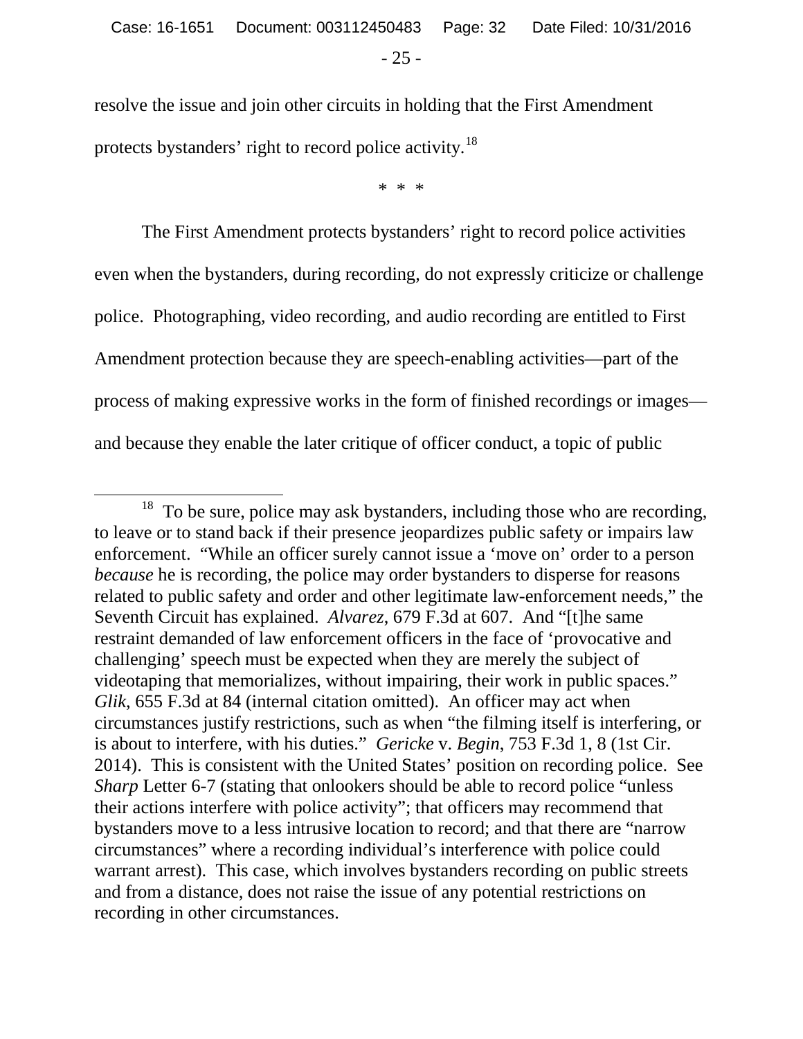resolve the issue and join other circuits in holding that the First Amendment protects bystanders' right to record police activity.[18]

\* \* \*

The First Amendment protects bystanders' right to record police activities even when the bystanders, during recording, do not expressly criticize or challenge police. Photographing, video recording, and audio recording are entitled to First Amendment protection because they are speech-enabling activities—part of the process of making expressive works in the form of finished recordings or images—and because they enable the later critique of officer conduct, a topic of public

---

[18] To be sure, police may ask bystanders, including those who are recording, to leave or to stand back if their presence jeopardizes public safety or impairs law enforcement. "While an officer surely cannot issue a 'move on' order to a person *because* he is recording, the police may order bystanders to disperse for reasons related to public safety and order and other legitimate law-enforcement needs," the Seventh Circuit has explained. *Alvarez*, 679 F.3d at 607. And "[t]he same restraint demanded of law enforcement officers in the face of 'provocative and challenging' speech must be expected when they are merely the subject of videotaping that memorializes, without impairing, their work in public spaces." *Glik*, 655 F.3d at 84 (internal citation omitted). An officer may act when circumstances justify restrictions, such as when "the filming itself is interfering, or is about to interfere, with his duties." *Gericke* v. *Begin*, 753 F.3d 1, 8 (1st Cir. 2014). This is consistent with the United States' position on recording police. See *Sharp* Letter 6-7 (stating that onlookers should be able to record police "unless their actions interfere with police activity"; that officers may recommend that bystanders move to a less intrusive location to record; and that there are "narrow circumstances" where a recording individual's interference with police could warrant arrest). This case, which involves bystanders recording on public streets and from a distance, does not raise the issue of any potential restrictions on recording in other circumstances.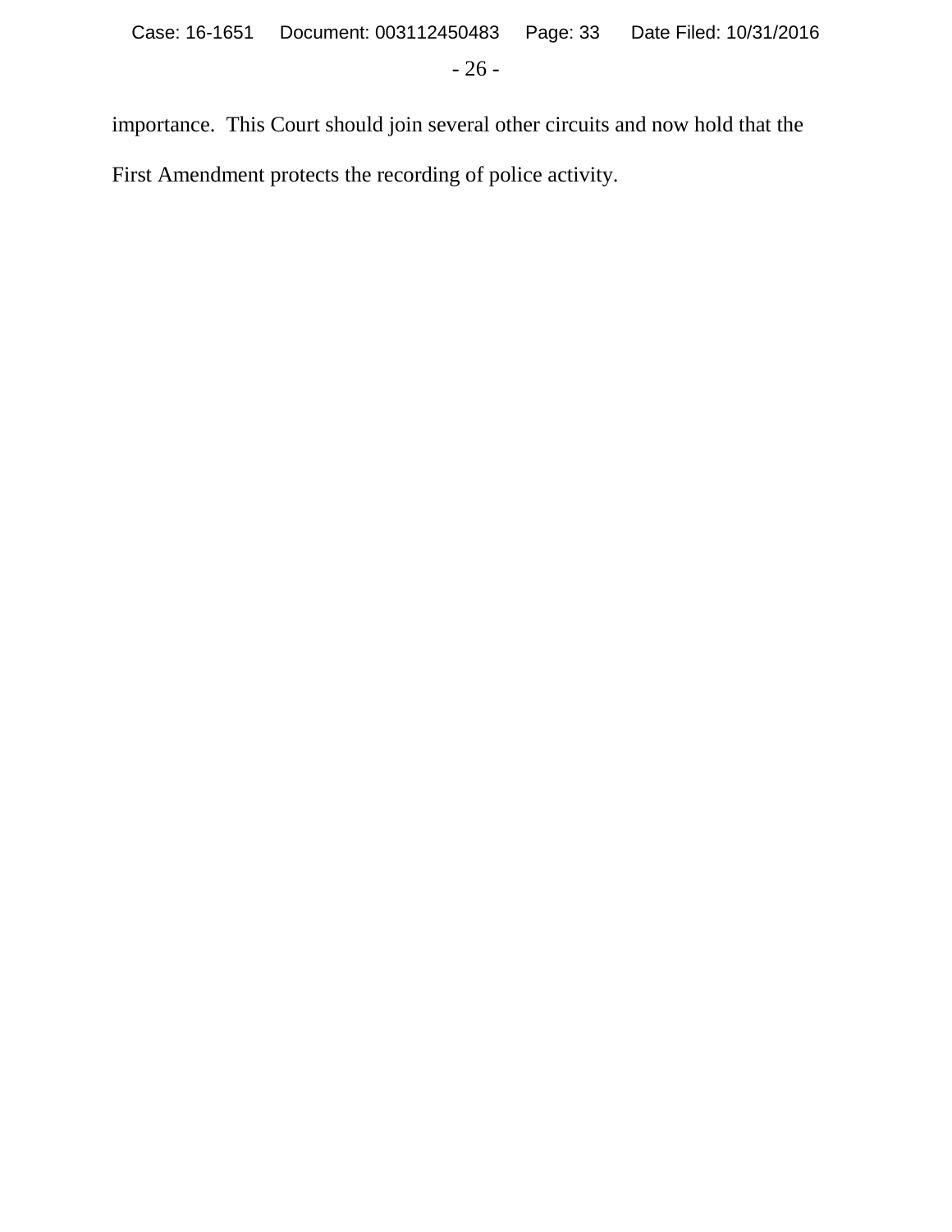importance. This Court should join several other circuits and now hold that the First Amendment protects the recording of police activity.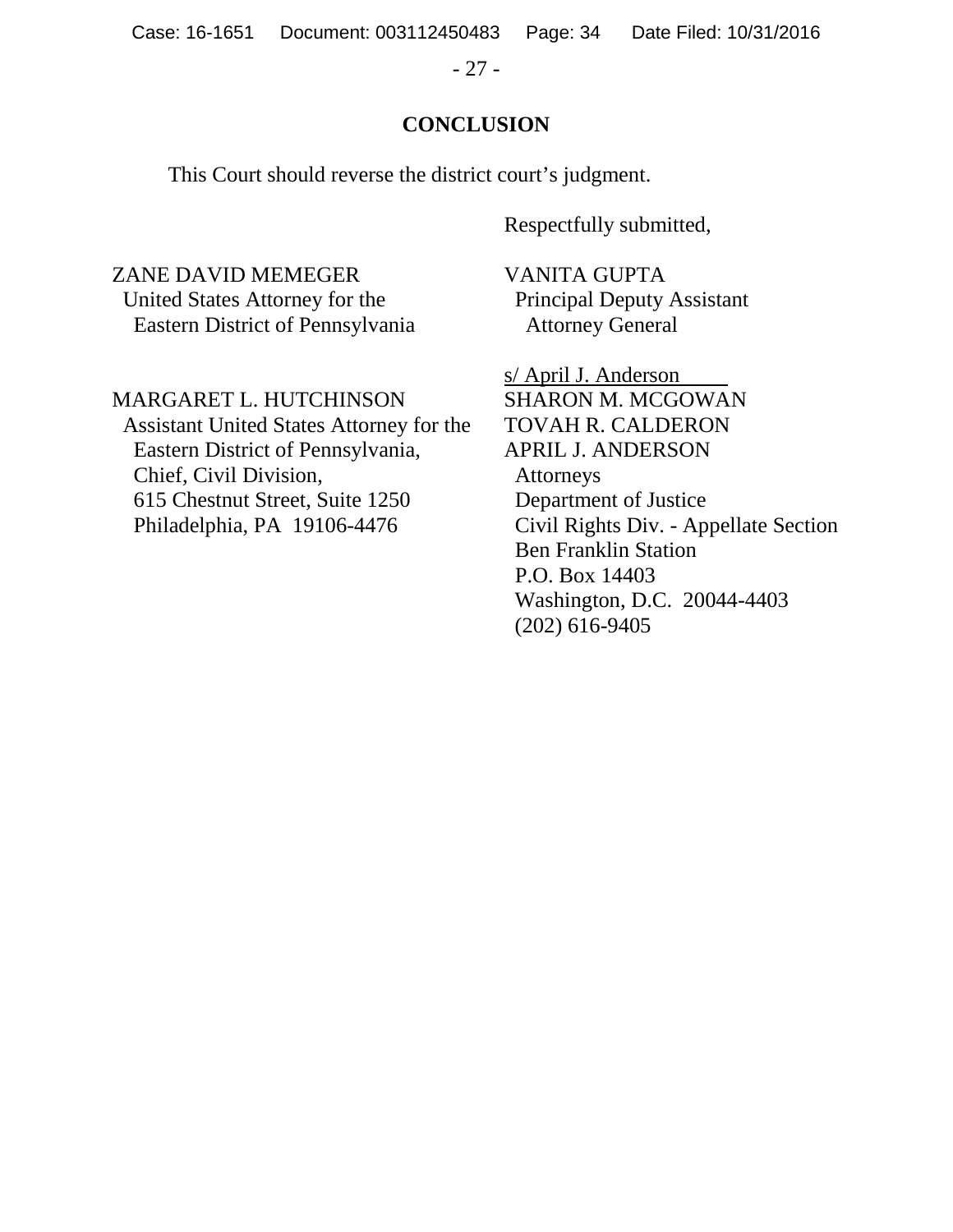## CONCLUSION

This Court should reverse the district court's judgment.

Respectfully submitted,

ZANE DAVID MEMEGER
United States Attorney for the
Eastern District of Pennsylvania

MARGARET L. HUTCHINSON
Assistant United States Attorney for the
Eastern District of Pennsylvania,
Chief, Civil Division,
615 Chestnut Street, Suite 1250
Philadelphia, PA 19106-4476

VANITA GUPTA
Principal Deputy Assistant
Attorney General

s/ April J. Anderson
SHARON M. MCGOWAN
TOVAH R. CALDERON
APRIL J. ANDERSON
Attorneys
Department of Justice
Civil Rights Div. - Appellate Section
Ben Franklin Station
P.O. Box 14403
Washington, D.C. 20044-4403
(202) 616-9405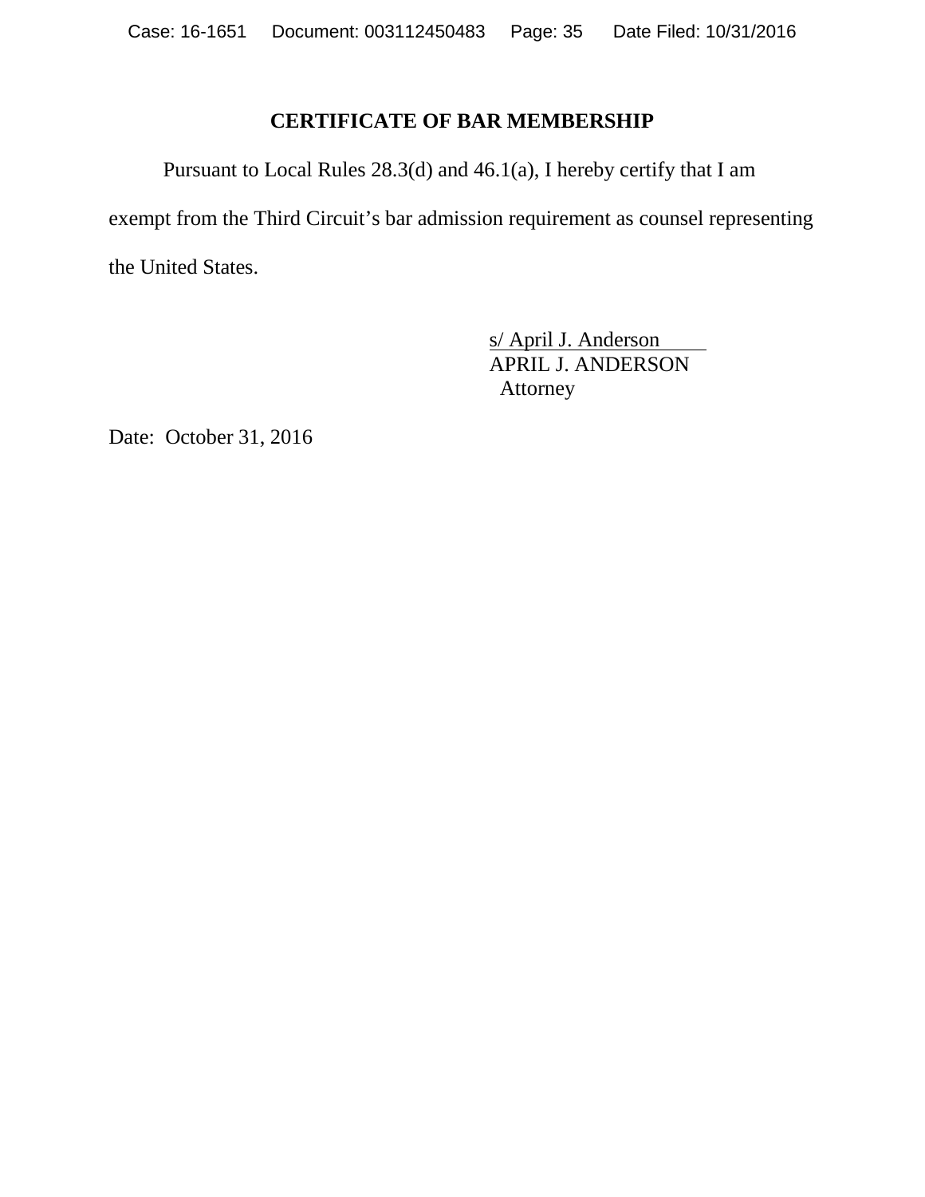## CERTIFICATE OF BAR MEMBERSHIP

Pursuant to Local Rules 28.3(d) and 46.1(a), I hereby certify that I am exempt from the Third Circuit's bar admission requirement as counsel representing the United States.

s/ April J. Anderson
APRIL J. ANDERSON
Attorney

Date: October 31, 2016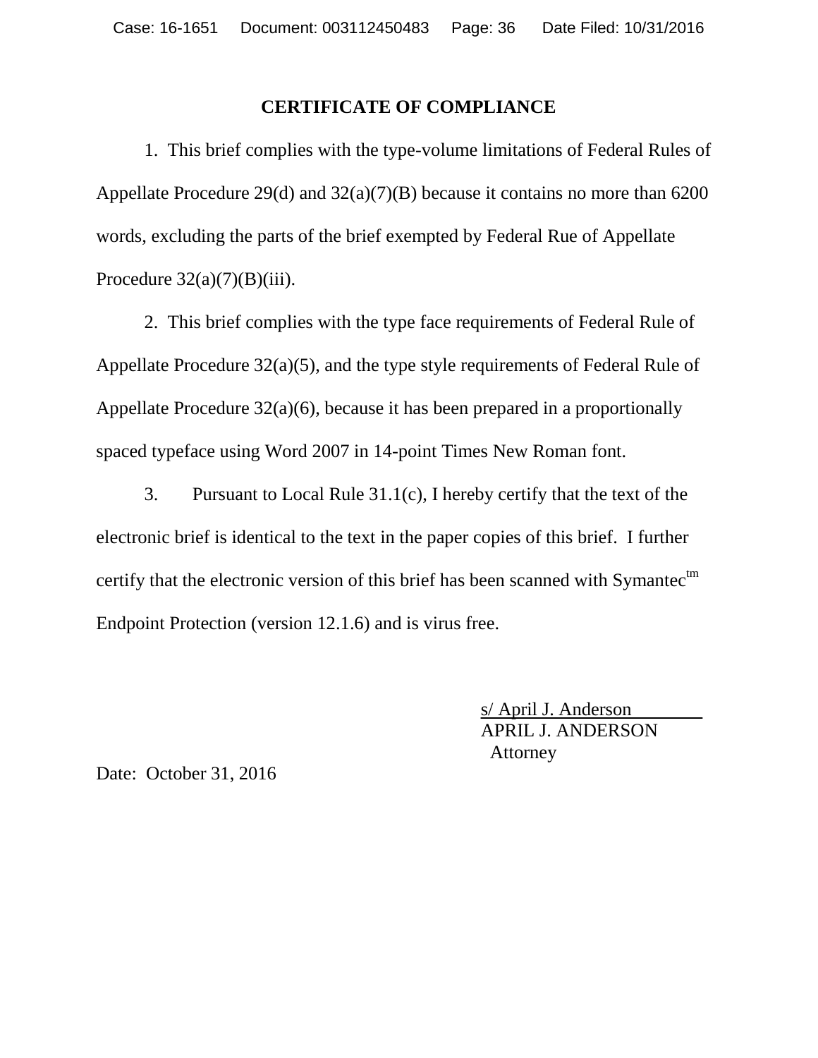# CERTIFICATE OF COMPLIANCE

1. This brief complies with the type-volume limitations of Federal Rules of Appellate Procedure 29(d) and 32(a)(7)(B) because it contains no more than 6200 words, excluding the parts of the brief exempted by Federal Rue of Appellate Procedure 32(a)(7)(B)(iii).

2. This brief complies with the type face requirements of Federal Rule of Appellate Procedure 32(a)(5), and the type style requirements of Federal Rule of Appellate Procedure 32(a)(6), because it has been prepared in a proportionally spaced typeface using Word 2007 in 14-point Times New Roman font.

3. Pursuant to Local Rule 31.1(c), I hereby certify that the text of the electronic brief is identical to the text in the paper copies of this brief. I further certify that the electronic version of this brief has been scanned with Symantec[tm] Endpoint Protection (version 12.1.6) and is virus free.

s/ April J. Anderson
APRIL J. ANDERSON
Attorney

Date: October 31, 2016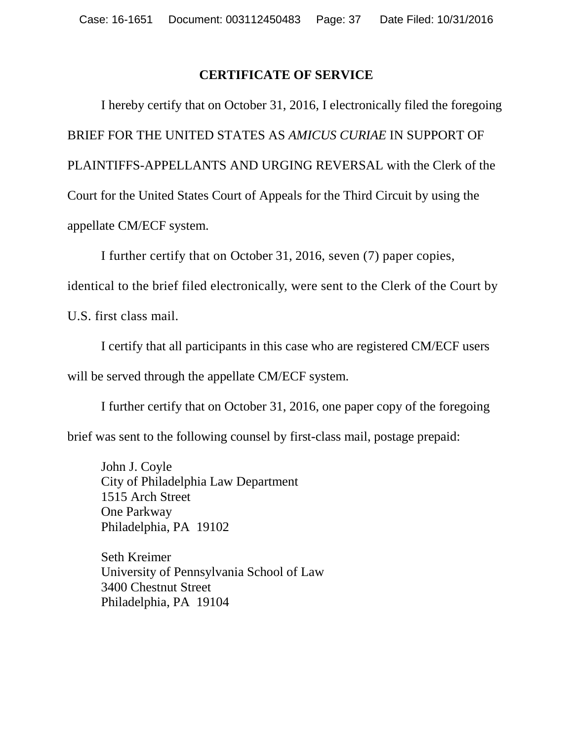## CERTIFICATE OF SERVICE

I hereby certify that on October 31, 2016, I electronically filed the foregoing BRIEF FOR THE UNITED STATES AS *AMICUS CURIAE* IN SUPPORT OF PLAINTIFFS-APPELLANTS AND URGING REVERSAL with the Clerk of the Court for the United States Court of Appeals for the Third Circuit by using the appellate CM/ECF system.

I further certify that on October 31, 2016, seven (7) paper copies, identical to the brief filed electronically, were sent to the Clerk of the Court by U.S. first class mail.

I certify that all participants in this case who are registered CM/ECF users will be served through the appellate CM/ECF system.

I further certify that on October 31, 2016, one paper copy of the foregoing brief was sent to the following counsel by first-class mail, postage prepaid:

John J. Coyle
City of Philadelphia Law Department
1515 Arch Street
One Parkway
Philadelphia, PA 19102

Seth Kreimer
University of Pennsylvania School of Law
3400 Chestnut Street
Philadelphia, PA 19104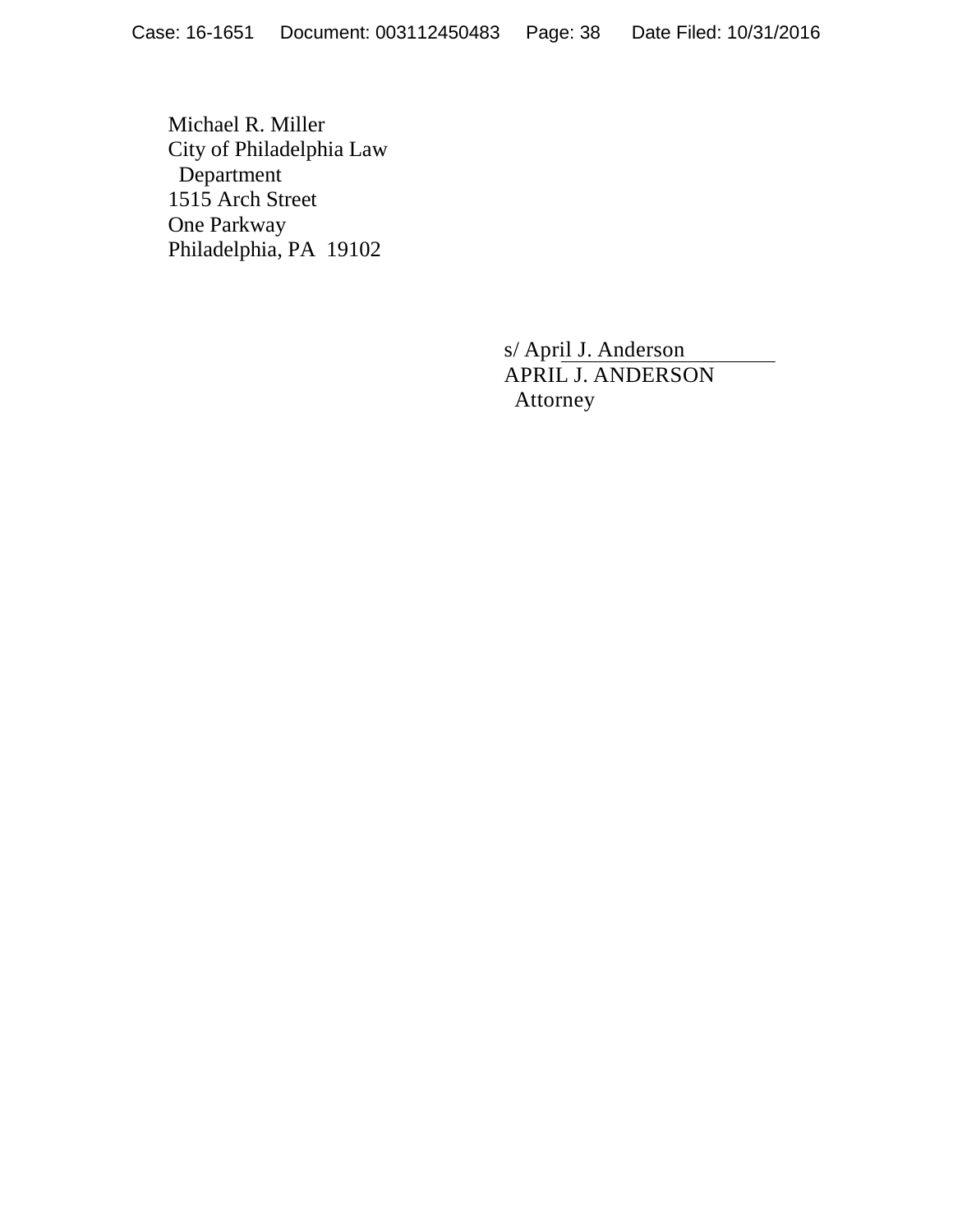Michael R. Miller
City of Philadelphia Law
Department
1515 Arch Street
One Parkway
Philadelphia, PA 19102

s/ April J. Anderson
APRIL J. ANDERSON
Attorney